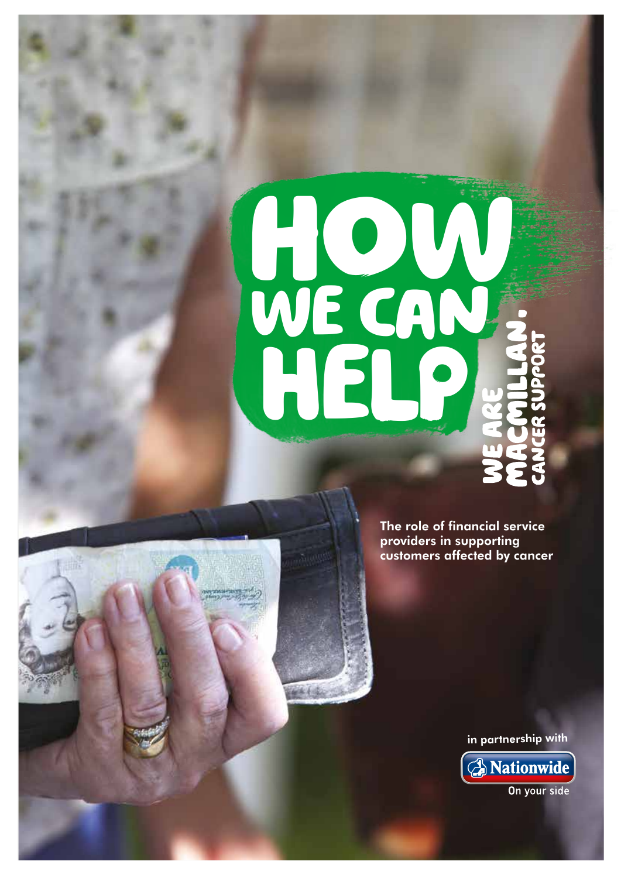# HOW WE CAN HELP

WE ARE MACMILLAN. CANCER SUPPORT

The role of financial service providers in supporting customers affected by cancer

in partnership with

Nationwide

On your side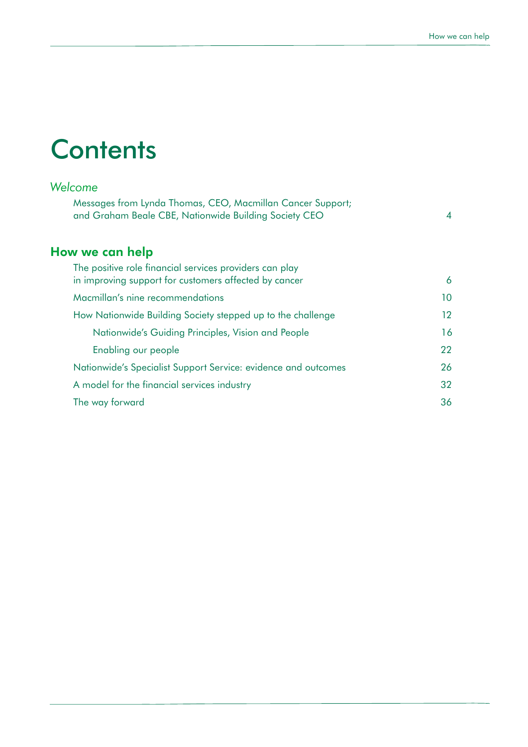# Contents

*Welcome*

Messages from Lynda Thomas, CEO, Macmillan Cancer Support; and Graham Beale CBE, Nationwide Building Society CEO — 4

## How we can help

The positive role financial services providers can play in improving support for customers affected by cancer — 6

Macmillan's nine recommendations — 10

How Nationwide Building Society stepped up to the challenge — 12

- Nationwide's Guiding Principles, Vision and People — 16
- Enabling our people — 22

Nationwide's Specialist Support Service: evidence and outcomes — 26

A model for the financial services industry — 32

The way forward — 36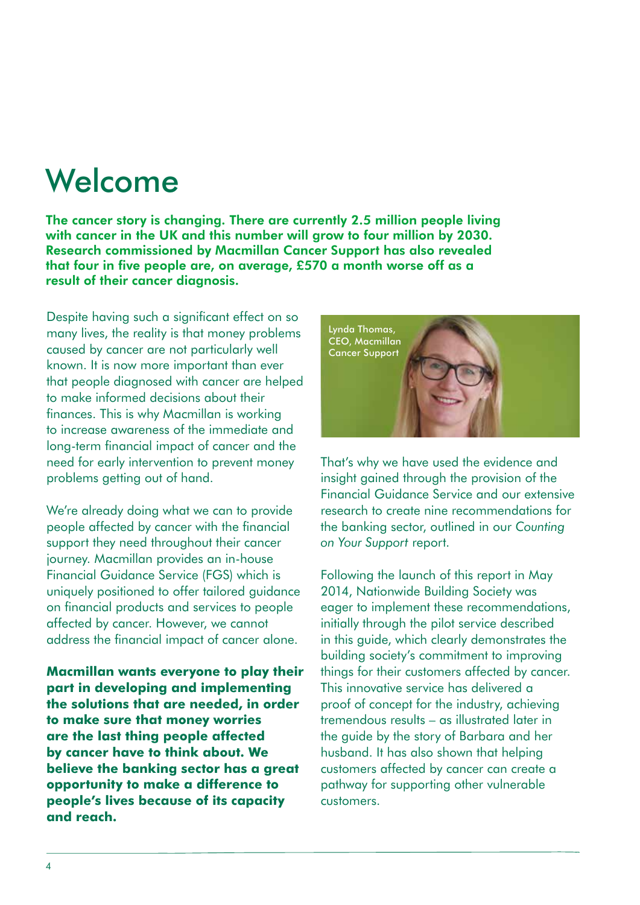# Welcome

**The cancer story is changing. There are currently 2.5 million people living with cancer in the UK and this number will grow to four million by 2030. Research commissioned by Macmillan Cancer Support has also revealed that four in five people are, on average, £570 a month worse off as a result of their cancer diagnosis.**

Despite having such a significant effect on so many lives, the reality is that money problems caused by cancer are not particularly well known. It is now more important than ever that people diagnosed with cancer are helped to make informed decisions about their finances. This is why Macmillan is working to increase awareness of the immediate and long-term financial impact of cancer and the need for early intervention to prevent money problems getting out of hand.

We're already doing what we can to provide people affected by cancer with the financial support they need throughout their cancer journey. Macmillan provides an in-house Financial Guidance Service (FGS) which is uniquely positioned to offer tailored guidance on financial products and services to people affected by cancer. However, we cannot address the financial impact of cancer alone.

**Macmillan wants everyone to play their part in developing and implementing the solutions that are needed, in order to make sure that money worries are the last thing people affected by cancer have to think about. We believe the banking sector has a great opportunity to make a difference to people's lives because of its capacity and reach.**

Lynda Thomas, CEO, Macmillan Cancer Support

That's why we have used the evidence and insight gained through the provision of the Financial Guidance Service and our extensive research to create nine recommendations for the banking sector, outlined in our *Counting on Your Support* report.

Following the launch of this report in May 2014, Nationwide Building Society was eager to implement these recommendations, initially through the pilot service described in this guide, which clearly demonstrates the building society's commitment to improving things for their customers affected by cancer. This innovative service has delivered a proof of concept for the industry, achieving tremendous results – as illustrated later in the guide by the story of Barbara and her husband. It has also shown that helping customers affected by cancer can create a pathway for supporting other vulnerable customers.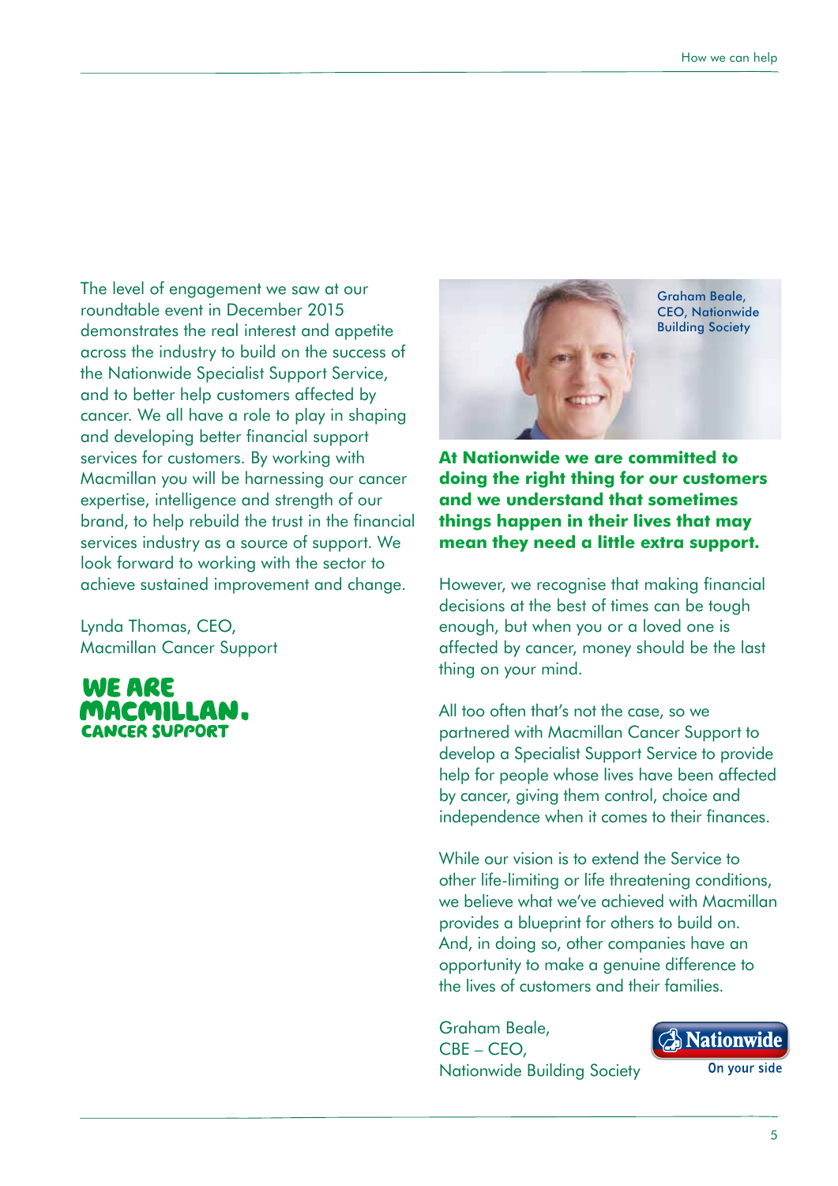The level of engagement we saw at our roundtable event in December 2015 demonstrates the real interest and appetite across the industry to build on the success of the Nationwide Specialist Support Service, and to better help customers affected by cancer. We all have a role to play in shaping and developing better financial support services for customers. By working with Macmillan you will be harnessing our cancer expertise, intelligence and strength of our brand, to help rebuild the trust in the financial services industry as a source of support. We look forward to working with the sector to achieve sustained improvement and change.

Lynda Thomas, CEO,
Macmillan Cancer Support

WE ARE MACMILLAN. CANCER SUPPORT

Graham Beale, CEO, Nationwide Building Society

**At Nationwide we are committed to doing the right thing for our customers and we understand that sometimes things happen in their lives that may mean they need a little extra support.**

However, we recognise that making financial decisions at the best of times can be tough enough, but when you or a loved one is affected by cancer, money should be the last thing on your mind.

All too often that's not the case, so we partnered with Macmillan Cancer Support to develop a Specialist Support Service to provide help for people whose lives have been affected by cancer, giving them control, choice and independence when it comes to their finances.

While our vision is to extend the Service to other life-limiting or life threatening conditions, we believe what we've achieved with Macmillan provides a blueprint for others to build on. And, in doing so, other companies have an opportunity to make a genuine difference to the lives of customers and their families.

Graham Beale,
CBE – CEO,
Nationwide Building Society

Nationwide On your side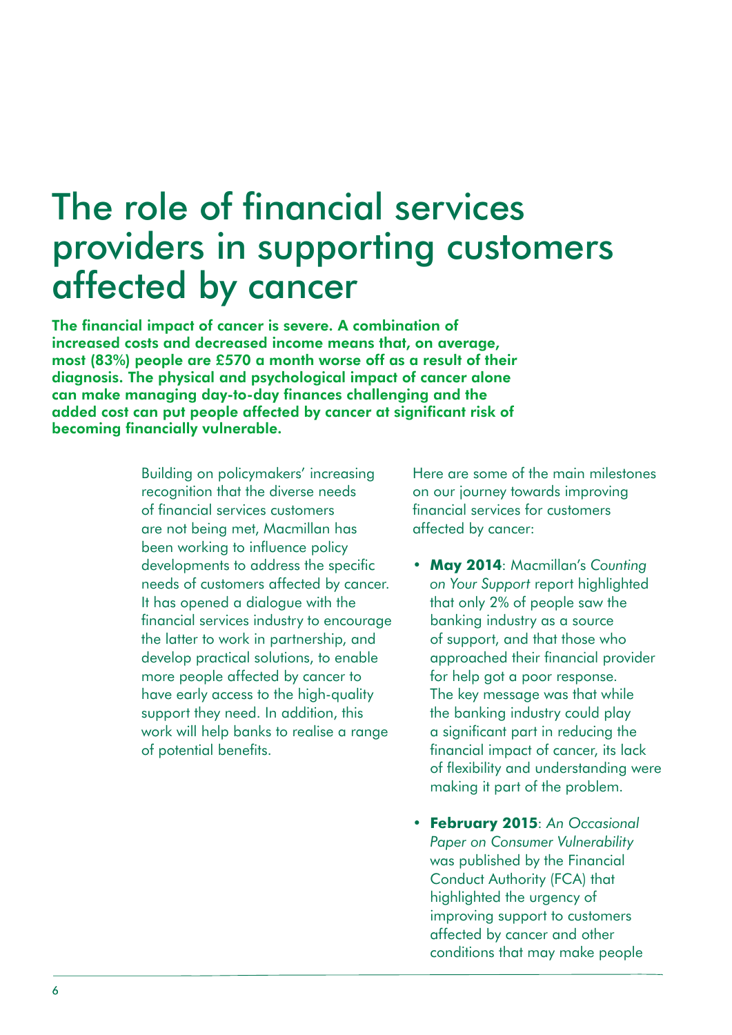# The role of financial services providers in supporting customers affected by cancer

**The financial impact of cancer is severe. A combination of increased costs and decreased income means that, on average, most (83%) people are £570 a month worse off as a result of their diagnosis. The physical and psychological impact of cancer alone can make managing day-to-day finances challenging and the added cost can put people affected by cancer at significant risk of becoming financially vulnerable.**

Building on policymakers' increasing recognition that the diverse needs of financial services customers are not being met, Macmillan has been working to influence policy developments to address the specific needs of customers affected by cancer. It has opened a dialogue with the financial services industry to encourage the latter to work in partnership, and develop practical solutions, to enable more people affected by cancer to have early access to the high-quality support they need. In addition, this work will help banks to realise a range of potential benefits.

Here are some of the main milestones on our journey towards improving financial services for customers affected by cancer:

- **May 2014**: Macmillan's *Counting on Your Support* report highlighted that only 2% of people saw the banking industry as a source of support, and that those who approached their financial provider for help got a poor response. The key message was that while the banking industry could play a significant part in reducing the financial impact of cancer, its lack of flexibility and understanding were making it part of the problem.
- **February 2015**: *An Occasional Paper on Consumer Vulnerability* was published by the Financial Conduct Authority (FCA) that highlighted the urgency of improving support to customers affected by cancer and other conditions that may make people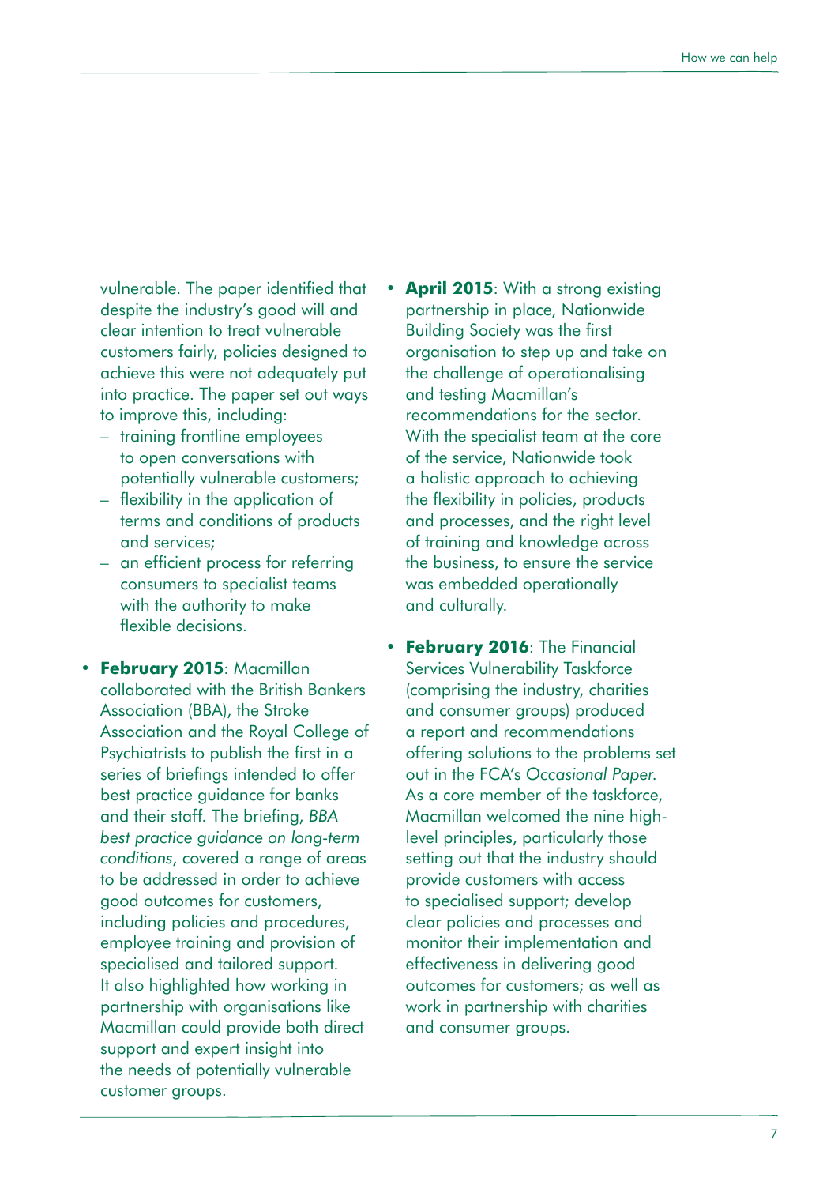vulnerable. The paper identified that despite the industry's good will and clear intention to treat vulnerable customers fairly, policies designed to achieve this were not adequately put into practice. The paper set out ways to improve this, including:
  - training frontline employees to open conversations with potentially vulnerable customers;
  - flexibility in the application of terms and conditions of products and services;
  - an efficient process for referring consumers to specialist teams with the authority to make flexible decisions.

- **February 2015**: Macmillan collaborated with the British Bankers Association (BBA), the Stroke Association and the Royal College of Psychiatrists to publish the first in a series of briefings intended to offer best practice guidance for banks and their staff. The briefing, *BBA best practice guidance on long-term conditions*, covered a range of areas to be addressed in order to achieve good outcomes for customers, including policies and procedures, employee training and provision of specialised and tailored support. It also highlighted how working in partnership with organisations like Macmillan could provide both direct support and expert insight into the needs of potentially vulnerable customer groups.

- **April 2015**: With a strong existing partnership in place, Nationwide Building Society was the first organisation to step up and take on the challenge of operationalising and testing Macmillan's recommendations for the sector. With the specialist team at the core of the service, Nationwide took a holistic approach to achieving the flexibility in policies, products and processes, and the right level of training and knowledge across the business, to ensure the service was embedded operationally and culturally.

- **February 2016**: The Financial Services Vulnerability Taskforce (comprising the industry, charities and consumer groups) produced a report and recommendations offering solutions to the problems set out in the FCA's *Occasional Paper*. As a core member of the taskforce, Macmillan welcomed the nine high-level principles, particularly those setting out that the industry should provide customers with access to specialised support; develop clear policies and processes and monitor their implementation and effectiveness in delivering good outcomes for customers; as well as work in partnership with charities and consumer groups.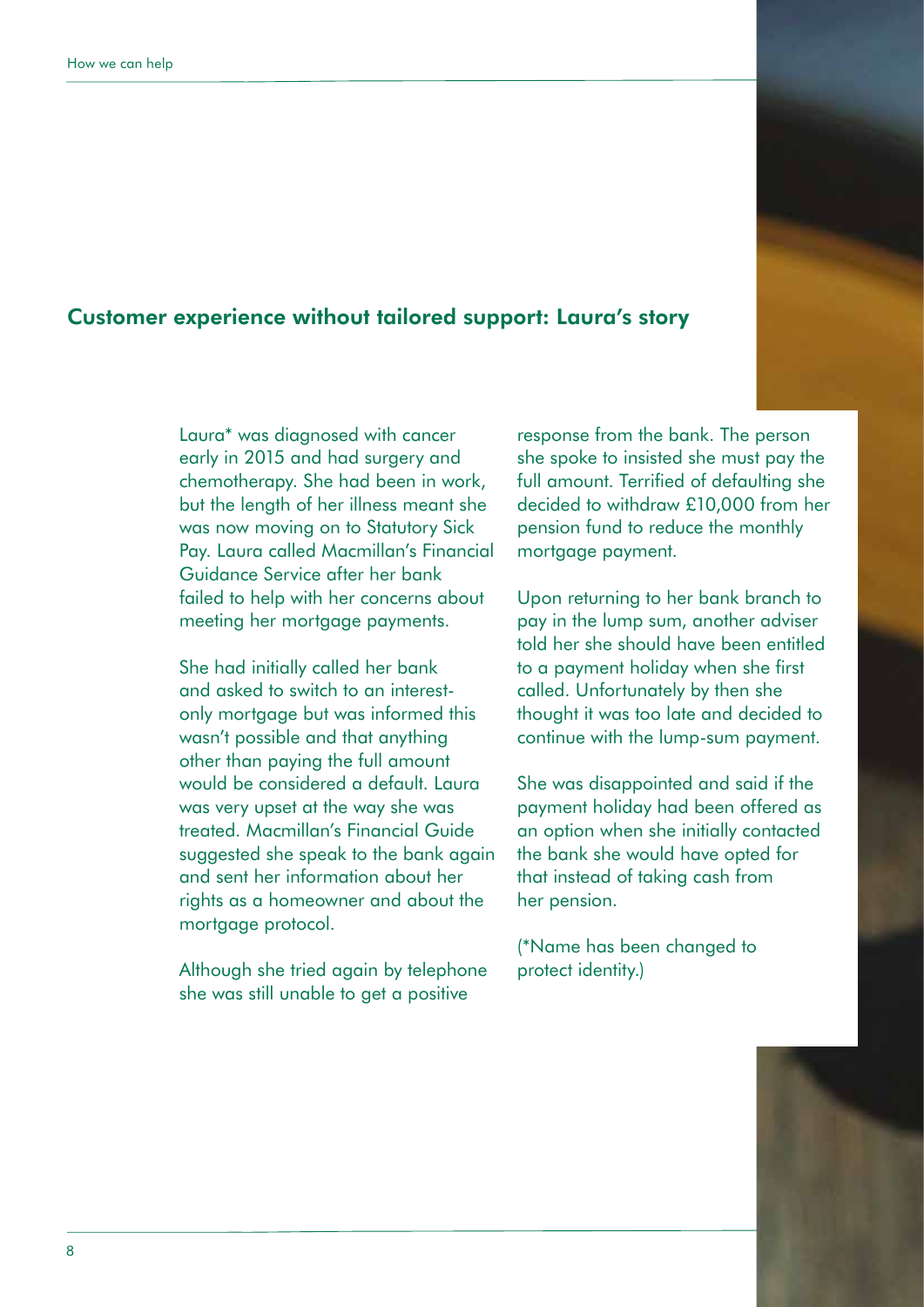## Customer experience without tailored support: Laura's story

Laura* was diagnosed with cancer early in 2015 and had surgery and chemotherapy. She had been in work, but the length of her illness meant she was now moving on to Statutory Sick Pay. Laura called Macmillan's Financial Guidance Service after her bank failed to help with her concerns about meeting her mortgage payments.

She had initially called her bank and asked to switch to an interest-only mortgage but was informed this wasn't possible and that anything other than paying the full amount would be considered a default. Laura was very upset at the way she was treated. Macmillan's Financial Guide suggested she speak to the bank again and sent her information about her rights as a homeowner and about the mortgage protocol.

Although she tried again by telephone she was still unable to get a positive response from the bank. The person she spoke to insisted she must pay the full amount. Terrified of defaulting she decided to withdraw £10,000 from her pension fund to reduce the monthly mortgage payment.

Upon returning to her bank branch to pay in the lump sum, another adviser told her she should have been entitled to a payment holiday when she first called. Unfortunately by then she thought it was too late and decided to continue with the lump-sum payment.

She was disappointed and said if the payment holiday had been offered as an option when she initially contacted the bank she would have opted for that instead of taking cash from her pension.

(*Name has been changed to protect identity.)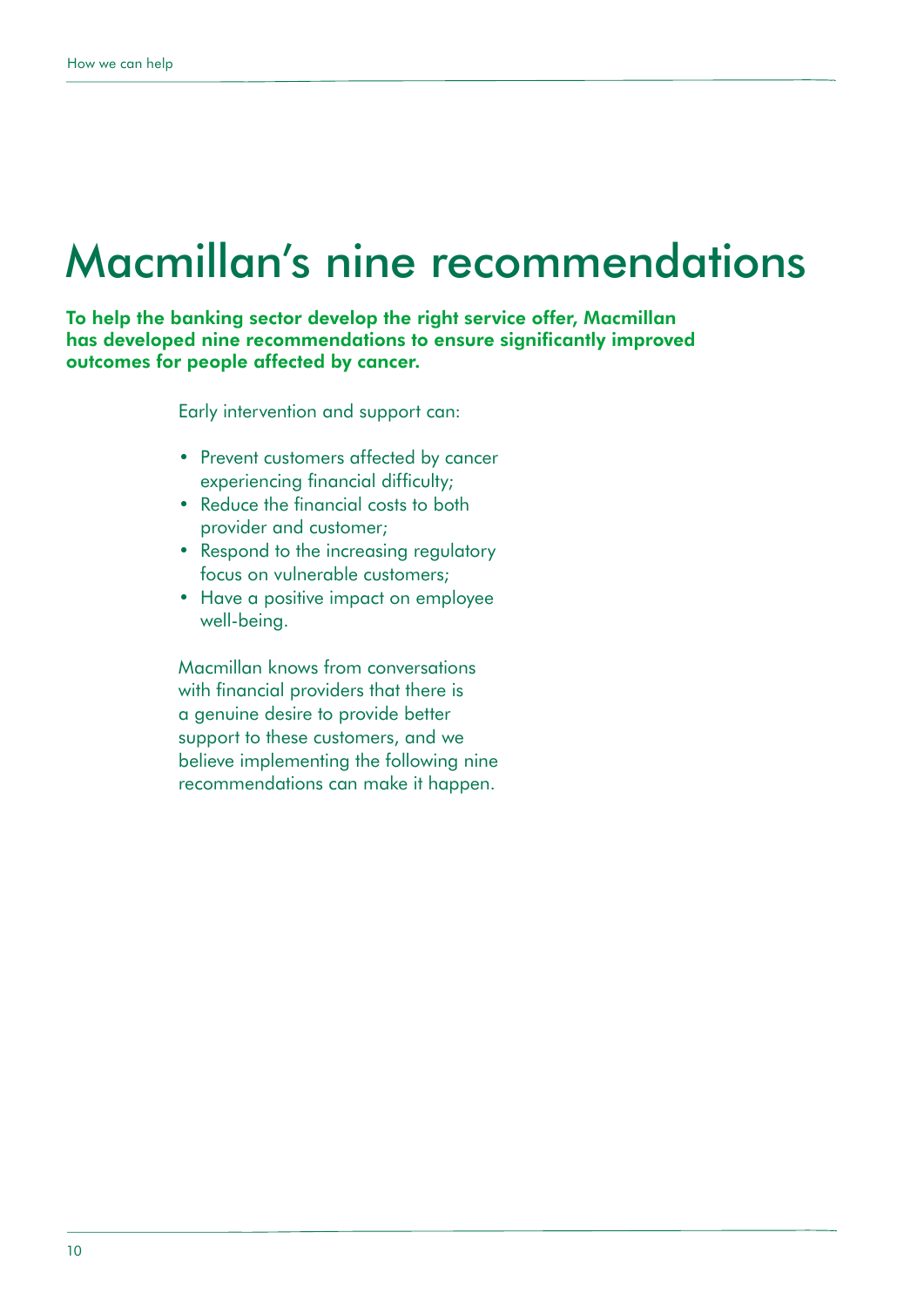# Macmillan's nine recommendations

**To help the banking sector develop the right service offer, Macmillan has developed nine recommendations to ensure significantly improved outcomes for people affected by cancer.**

Early intervention and support can:

- Prevent customers affected by cancer experiencing financial difficulty;
- Reduce the financial costs to both provider and customer;
- Respond to the increasing regulatory focus on vulnerable customers;
- Have a positive impact on employee well-being.

Macmillan knows from conversations with financial providers that there is a genuine desire to provide better support to these customers, and we believe implementing the following nine recommendations can make it happen.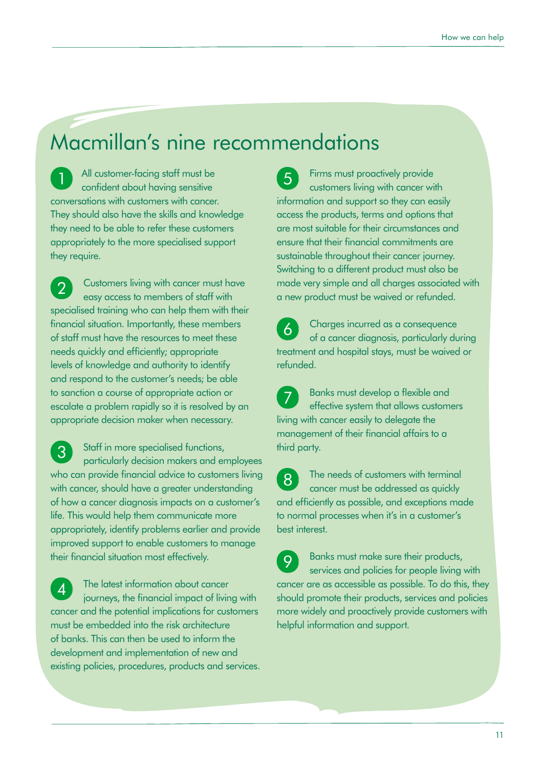# Macmillan's nine recommendations

1. All customer-facing staff must be confident about having sensitive conversations with customers with cancer. They should also have the skills and knowledge they need to be able to refer these customers appropriately to the more specialised support they require.

2. Customers living with cancer must have easy access to members of staff with specialised training who can help them with their financial situation. Importantly, these members of staff must have the resources to meet these needs quickly and efficiently; appropriate levels of knowledge and authority to identify and respond to the customer's needs; be able to sanction a course of appropriate action or escalate a problem rapidly so it is resolved by an appropriate decision maker when necessary.

3. Staff in more specialised functions, particularly decision makers and employees who can provide financial advice to customers living with cancer, should have a greater understanding of how a cancer diagnosis impacts on a customer's life. This would help them communicate more appropriately, identify problems earlier and provide improved support to enable customers to manage their financial situation most effectively.

4. The latest information about cancer journeys, the financial impact of living with cancer and the potential implications for customers must be embedded into the risk architecture of banks. This can then be used to inform the development and implementation of new and existing policies, procedures, products and services.

5. Firms must proactively provide customers living with cancer with information and support so they can easily access the products, terms and options that are most suitable for their circumstances and ensure that their financial commitments are sustainable throughout their cancer journey. Switching to a different product must also be made very simple and all charges associated with a new product must be waived or refunded.

6. Charges incurred as a consequence of a cancer diagnosis, particularly during treatment and hospital stays, must be waived or refunded.

7. Banks must develop a flexible and effective system that allows customers living with cancer easily to delegate the management of their financial affairs to a third party.

8. The needs of customers with terminal cancer must be addressed as quickly and efficiently as possible, and exceptions made to normal processes when it's in a customer's best interest.

9. Banks must make sure their products, services and policies for people living with cancer are as accessible as possible. To do this, they should promote their products, services and policies more widely and proactively provide customers with helpful information and support.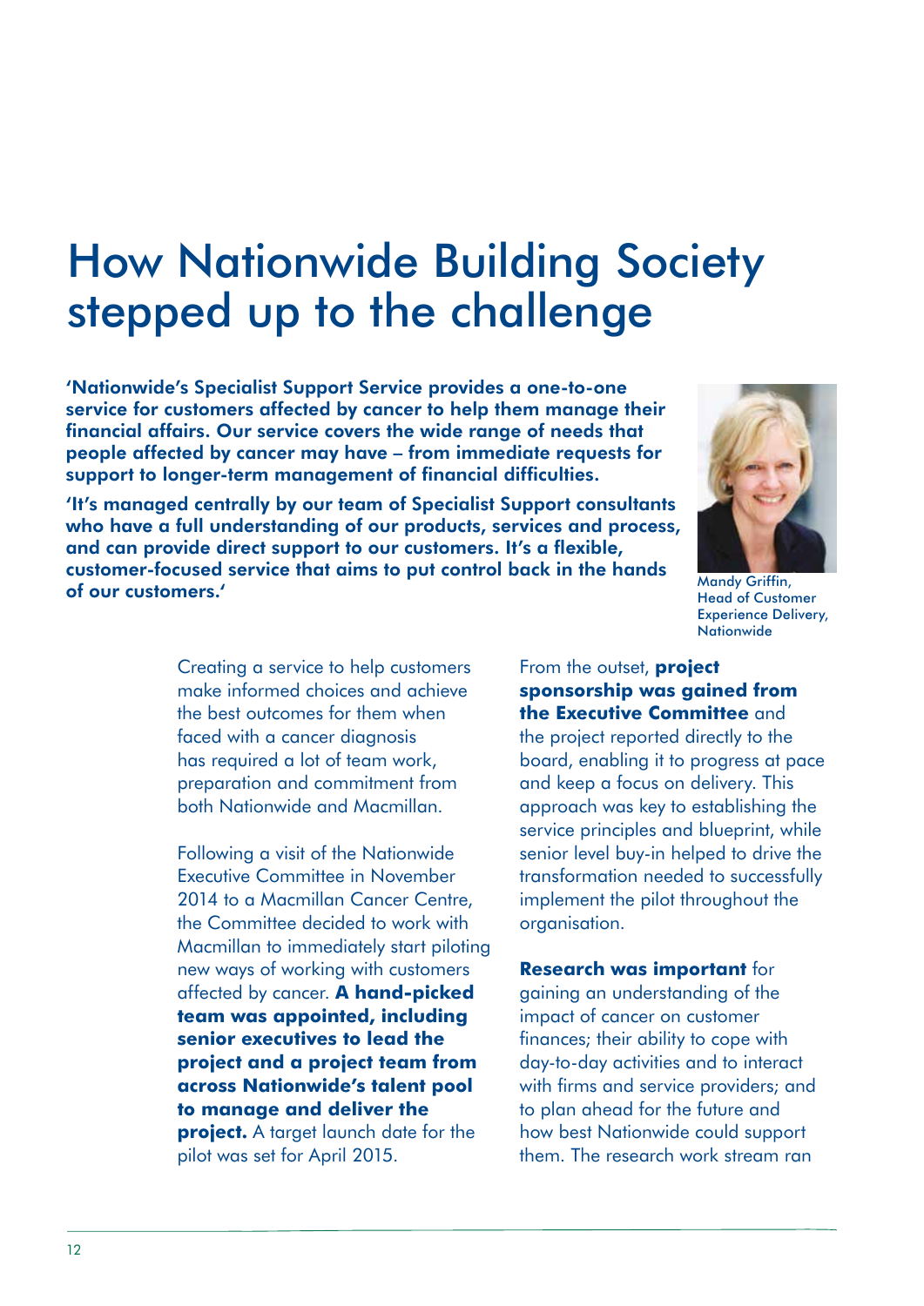# How Nationwide Building Society stepped up to the challenge

**'Nationwide's Specialist Support Service provides a one-to-one service for customers affected by cancer to help them manage their financial affairs. Our service covers the wide range of needs that people affected by cancer may have – from immediate requests for support to longer-term management of financial difficulties.**

**'It's managed centrally by our team of Specialist Support consultants who have a full understanding of our products, services and process, and can provide direct support to our customers. It's a flexible, customer-focused service that aims to put control back in the hands of our customers.'**

Mandy Griffin, Head of Customer Experience Delivery, Nationwide

Creating a service to help customers make informed choices and achieve the best outcomes for them when faced with a cancer diagnosis has required a lot of team work, preparation and commitment from both Nationwide and Macmillan.

Following a visit of the Nationwide Executive Committee in November 2014 to a Macmillan Cancer Centre, the Committee decided to work with Macmillan to immediately start piloting new ways of working with customers affected by cancer. **A hand-picked team was appointed, including senior executives to lead the project and a project team from across Nationwide's talent pool to manage and deliver the project.** A target launch date for the pilot was set for April 2015.

From the outset, **project sponsorship was gained from the Executive Committee** and the project reported directly to the board, enabling it to progress at pace and keep a focus on delivery. This approach was key to establishing the service principles and blueprint, while senior level buy-in helped to drive the transformation needed to successfully implement the pilot throughout the organisation.

**Research was important** for gaining an understanding of the impact of cancer on customer finances; their ability to cope with day-to-day activities and to interact with firms and service providers; and to plan ahead for the future and how best Nationwide could support them. The research work stream ran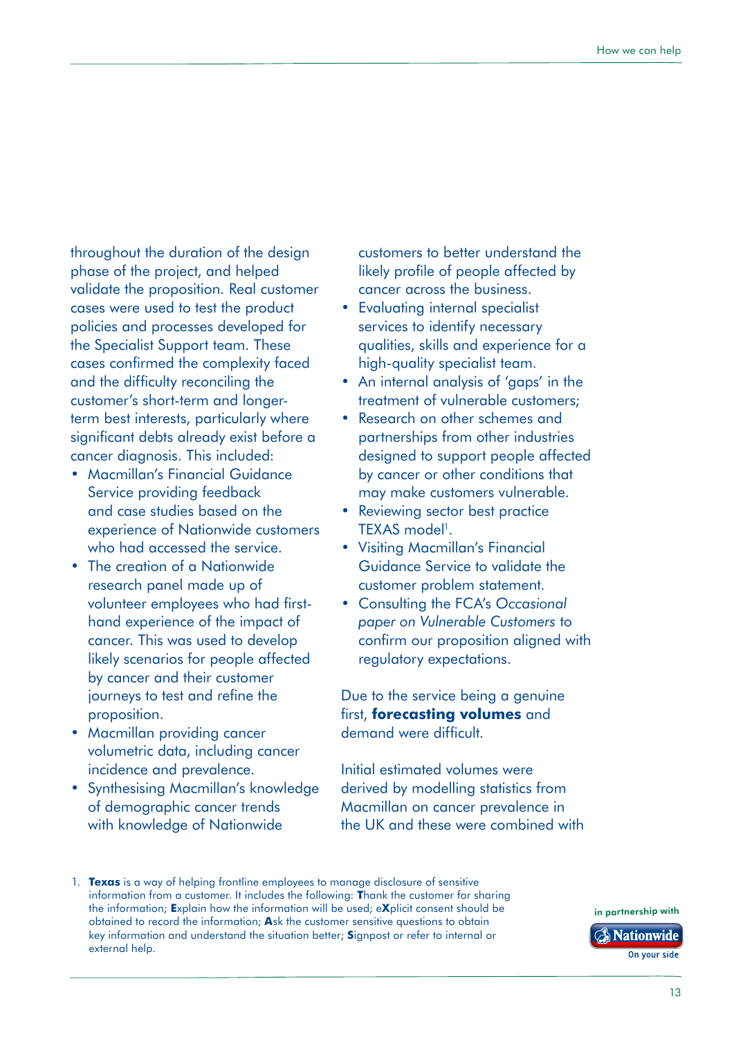throughout the duration of the design phase of the project, and helped validate the proposition. Real customer cases were used to test the product policies and processes developed for the Specialist Support team. These cases confirmed the complexity faced and the difficulty reconciling the customer's short-term and longer-term best interests, particularly where significant debts already exist before a cancer diagnosis. This included:

- Macmillan's Financial Guidance Service providing feedback and case studies based on the experience of Nationwide customers who had accessed the service.
- The creation of a Nationwide research panel made up of volunteer employees who had first-hand experience of the impact of cancer. This was used to develop likely scenarios for people affected by cancer and their customer journeys to test and refine the proposition.
- Macmillan providing cancer volumetric data, including cancer incidence and prevalence.
- Synthesising Macmillan's knowledge of demographic cancer trends with knowledge of Nationwide customers to better understand the likely profile of people affected by cancer across the business.
- Evaluating internal specialist services to identify necessary qualities, skills and experience for a high-quality specialist team.
- An internal analysis of 'gaps' in the treatment of vulnerable customers;
- Research on other schemes and partnerships from other industries designed to support people affected by cancer or other conditions that may make customers vulnerable.
- Reviewing sector best practice TEXAS model[1].
- Visiting Macmillan's Financial Guidance Service to validate the customer problem statement.
- Consulting the FCA's *Occasional paper on Vulnerable Customers* to confirm our proposition aligned with regulatory expectations.

Due to the service being a genuine first, **forecasting volumes** and demand were difficult.

Initial estimated volumes were derived by modelling statistics from Macmillan on cancer prevalence in the UK and these were combined with

1. **Texas** is a way of helping frontline employees to manage disclosure of sensitive information from a customer. It includes the following: **T**hank the customer for sharing the information; **E**xplain how the information will be used; e**X**plicit consent should be obtained to record the information; **A**sk the customer sensitive questions to obtain key information and understand the situation better; **S**ignpost or refer to internal or external help.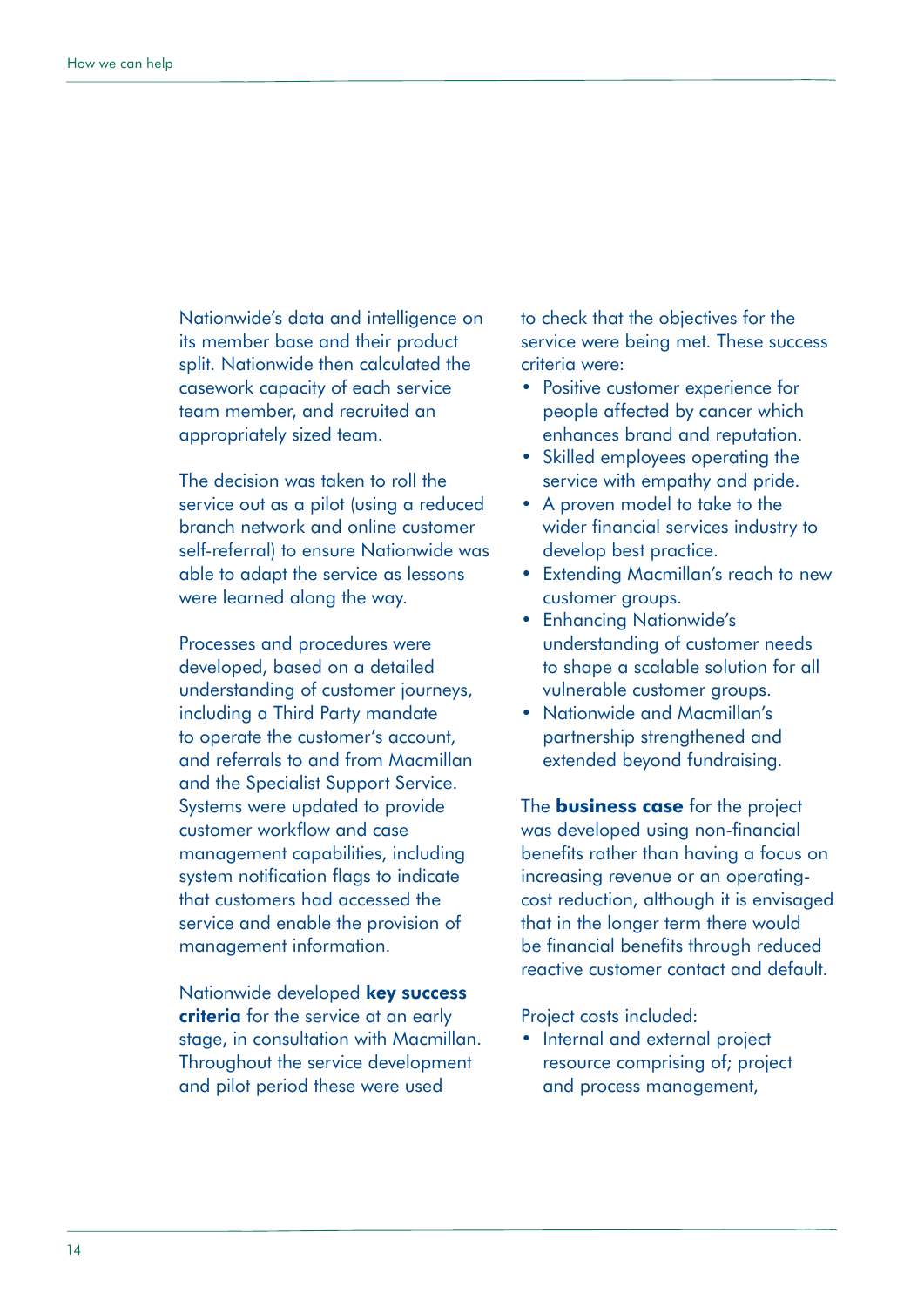Nationwide's data and intelligence on its member base and their product split. Nationwide then calculated the casework capacity of each service team member, and recruited an appropriately sized team.

The decision was taken to roll the service out as a pilot (using a reduced branch network and online customer self-referral) to ensure Nationwide was able to adapt the service as lessons were learned along the way.

Processes and procedures were developed, based on a detailed understanding of customer journeys, including a Third Party mandate to operate the customer's account, and referrals to and from Macmillan and the Specialist Support Service. Systems were updated to provide customer workflow and case management capabilities, including system notification flags to indicate that customers had accessed the service and enable the provision of management information.

Nationwide developed **key success criteria** for the service at an early stage, in consultation with Macmillan. Throughout the service development and pilot period these were used to check that the objectives for the service were being met. These success criteria were:

- Positive customer experience for people affected by cancer which enhances brand and reputation.
- Skilled employees operating the service with empathy and pride.
- A proven model to take to the wider financial services industry to develop best practice.
- Extending Macmillan's reach to new customer groups.
- Enhancing Nationwide's understanding of customer needs to shape a scalable solution for all vulnerable customer groups.
- Nationwide and Macmillan's partnership strengthened and extended beyond fundraising.

The **business case** for the project was developed using non-financial benefits rather than having a focus on increasing revenue or an operating-cost reduction, although it is envisaged that in the longer term there would be financial benefits through reduced reactive customer contact and default.

Project costs included:

- Internal and external project resource comprising of; project and process management,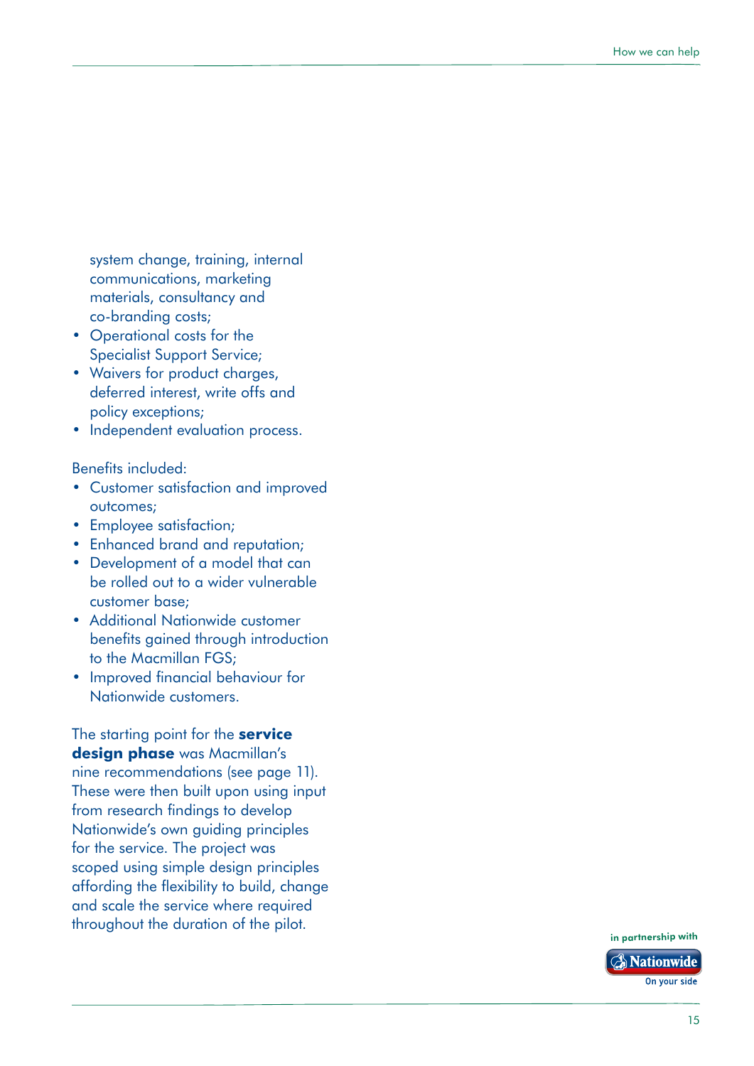system change, training, internal communications, marketing materials, consultancy and co-branding costs;
- Operational costs for the Specialist Support Service;
- Waivers for product charges, deferred interest, write offs and policy exceptions;
- Independent evaluation process.

Benefits included:
- Customer satisfaction and improved outcomes;
- Employee satisfaction;
- Enhanced brand and reputation;
- Development of a model that can be rolled out to a wider vulnerable customer base;
- Additional Nationwide customer benefits gained through introduction to the Macmillan FGS;
- Improved financial behaviour for Nationwide customers.

The starting point for the **service design phase** was Macmillan's nine recommendations (see page 11). These were then built upon using input from research findings to develop Nationwide's own guiding principles for the service. The project was scoped using simple design principles affording the flexibility to build, change and scale the service where required throughout the duration of the pilot.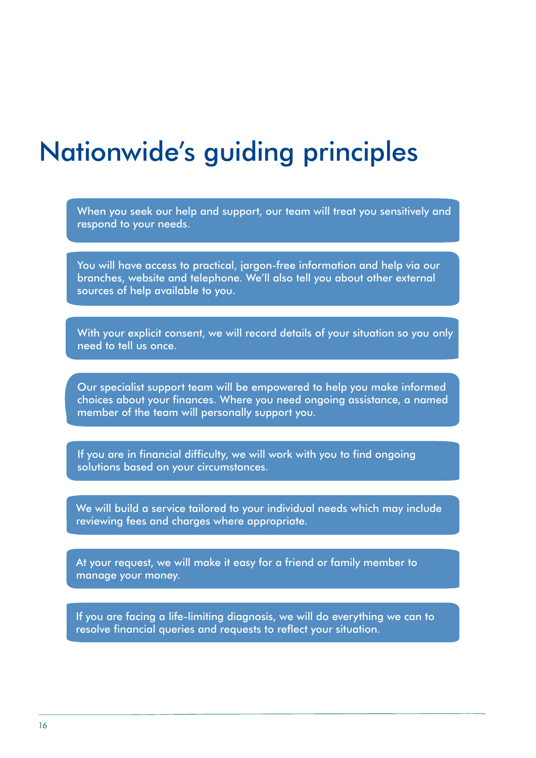# Nationwide's guiding principles

When you seek our help and support, our team will treat you sensitively and respond to your needs.

You will have access to practical, jargon-free information and help via our branches, website and telephone. We'll also tell you about other external sources of help available to you.

With your explicit consent, we will record details of your situation so you only need to tell us once.

Our specialist support team will be empowered to help you make informed choices about your finances. Where you need ongoing assistance, a named member of the team will personally support you.

If you are in financial difficulty, we will work with you to find ongoing solutions based on your circumstances.

We will build a service tailored to your individual needs which may include reviewing fees and charges where appropriate.

At your request, we will make it easy for a friend or family member to manage your money.

If you are facing a life-limiting diagnosis, we will do everything we can to resolve financial queries and requests to reflect your situation.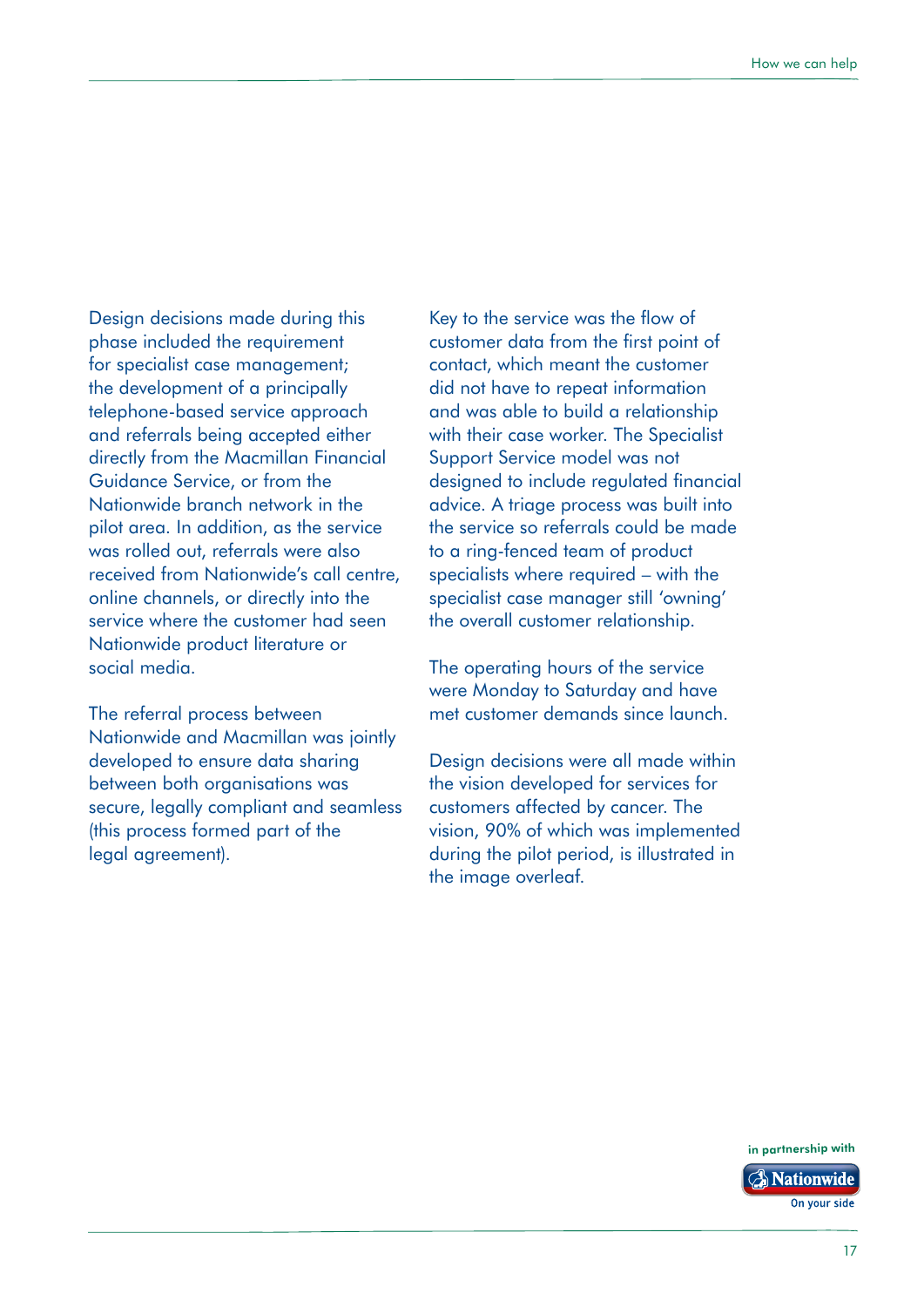Design decisions made during this phase included the requirement for specialist case management; the development of a principally telephone-based service approach and referrals being accepted either directly from the Macmillan Financial Guidance Service, or from the Nationwide branch network in the pilot area. In addition, as the service was rolled out, referrals were also received from Nationwide's call centre, online channels, or directly into the service where the customer had seen Nationwide product literature or social media.

The referral process between Nationwide and Macmillan was jointly developed to ensure data sharing between both organisations was secure, legally compliant and seamless (this process formed part of the legal agreement).

Key to the service was the flow of customer data from the first point of contact, which meant the customer did not have to repeat information and was able to build a relationship with their case worker. The Specialist Support Service model was not designed to include regulated financial advice. A triage process was built into the service so referrals could be made to a ring-fenced team of product specialists where required – with the specialist case manager still 'owning' the overall customer relationship.

The operating hours of the service were Monday to Saturday and have met customer demands since launch.

Design decisions were all made within the vision developed for services for customers affected by cancer. The vision, 90% of which was implemented during the pilot period, is illustrated in the image overleaf.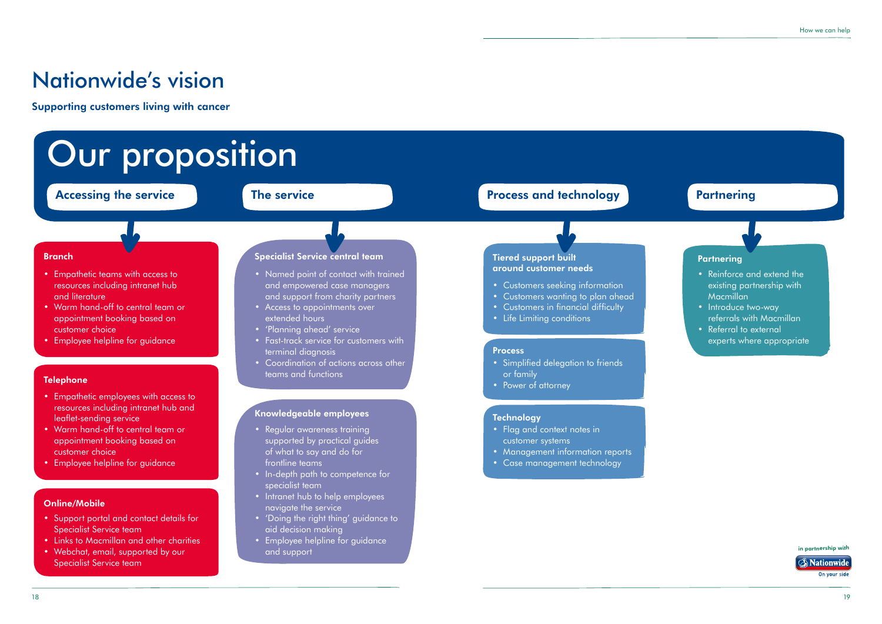# Nationwide's vision

**Supporting customers living with cancer**

## Our proposition

### Accessing the service

#### Branch

- Empathetic teams with access to resources including intranet hub and literature
- Warm hand-off to central team or appointment booking based on customer choice
- Employee helpline for guidance

#### Telephone

- Empathetic employees with access to resources including intranet hub and leaflet-sending service
- Warm hand-off to central team or appointment booking based on customer choice
- Employee helpline for guidance

#### Online/Mobile

- Support portal and contact details for Specialist Service team
- Links to Macmillan and other charities
- Webchat, email, supported by our Specialist Service team

### The service

#### Specialist Service central team

- Named point of contact with trained and empowered case managers and support from charity partners
- Access to appointments over extended hours
- 'Planning ahead' service
- Fast-track service for customers with terminal diagnosis
- Coordination of actions across other teams and functions

#### Knowledgeable employees

- Regular awareness training supported by practical guides of what to say and do for frontline teams
- In-depth path to competence for specialist team
- Intranet hub to help employees navigate the service
- 'Doing the right thing' guidance to aid decision making
- Employee helpline for guidance and support

### Process and technology

#### Tiered support built around customer needs

- Customers seeking information
- Customers wanting to plan ahead
- Customers in financial difficulty
- Life Limiting conditions

#### Process

- Simplified delegation to friends or family
- Power of attorney

#### Technology

- Flag and context notes in customer systems
- Management information reports
- Case management technology

### Partnering

#### Partnering

- Reinforce and extend the existing partnership with Macmillan
- Introduce two-way referrals with Macmillan
- Referral to external experts where appropriate

in partnership with Nationwide On your side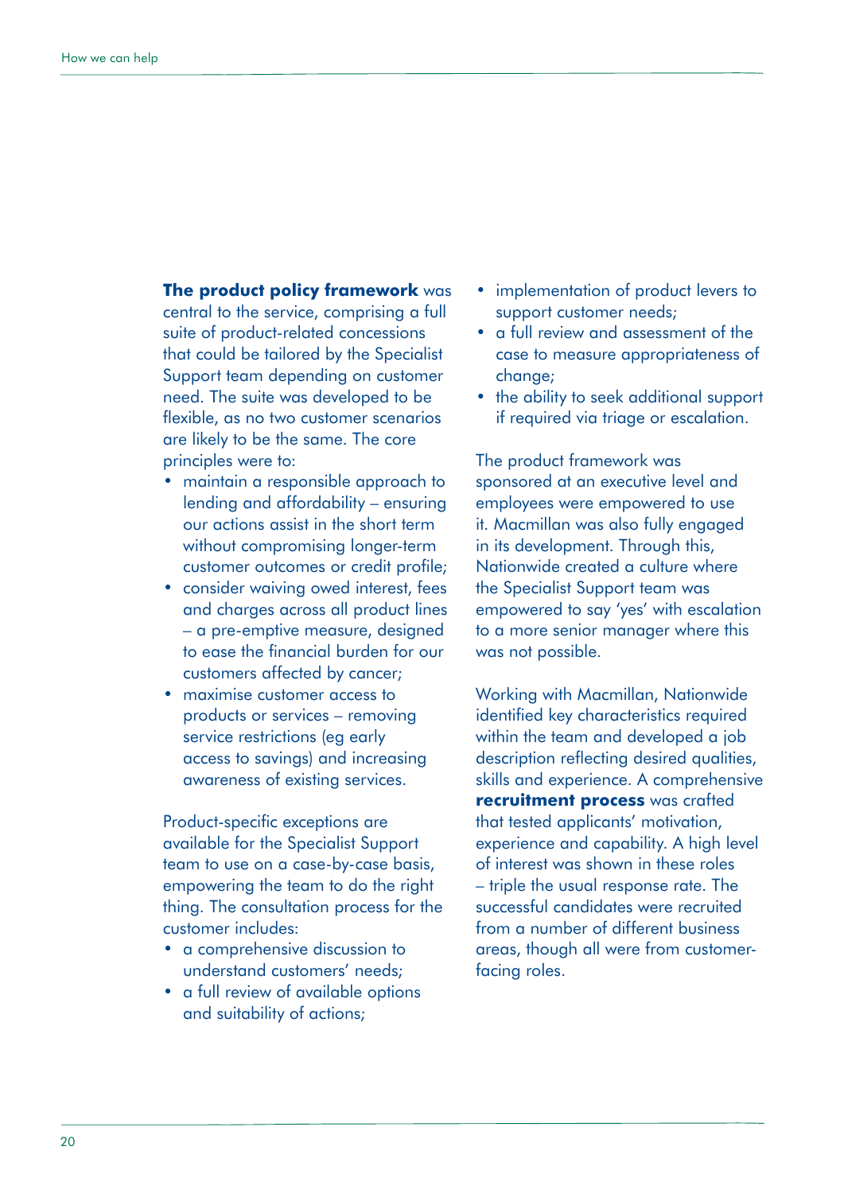**The product policy framework** was central to the service, comprising a full suite of product-related concessions that could be tailored by the Specialist Support team depending on customer need. The suite was developed to be flexible, as no two customer scenarios are likely to be the same. The core principles were to:

- maintain a responsible approach to lending and affordability – ensuring our actions assist in the short term without compromising longer-term customer outcomes or credit profile;
- consider waiving owed interest, fees and charges across all product lines – a pre-emptive measure, designed to ease the financial burden for our customers affected by cancer;
- maximise customer access to products or services – removing service restrictions (eg early access to savings) and increasing awareness of existing services.

Product-specific exceptions are available for the Specialist Support team to use on a case-by-case basis, empowering the team to do the right thing. The consultation process for the customer includes:

- a comprehensive discussion to understand customers' needs;
- a full review of available options and suitability of actions;
- implementation of product levers to support customer needs;
- a full review and assessment of the case to measure appropriateness of change;
- the ability to seek additional support if required via triage or escalation.

The product framework was sponsored at an executive level and employees were empowered to use it. Macmillan was also fully engaged in its development. Through this, Nationwide created a culture where the Specialist Support team was empowered to say 'yes' with escalation to a more senior manager where this was not possible.

Working with Macmillan, Nationwide identified key characteristics required within the team and developed a job description reflecting desired qualities, skills and experience. A comprehensive **recruitment process** was crafted that tested applicants' motivation, experience and capability. A high level of interest was shown in these roles – triple the usual response rate. The successful candidates were recruited from a number of different business areas, though all were from customer-facing roles.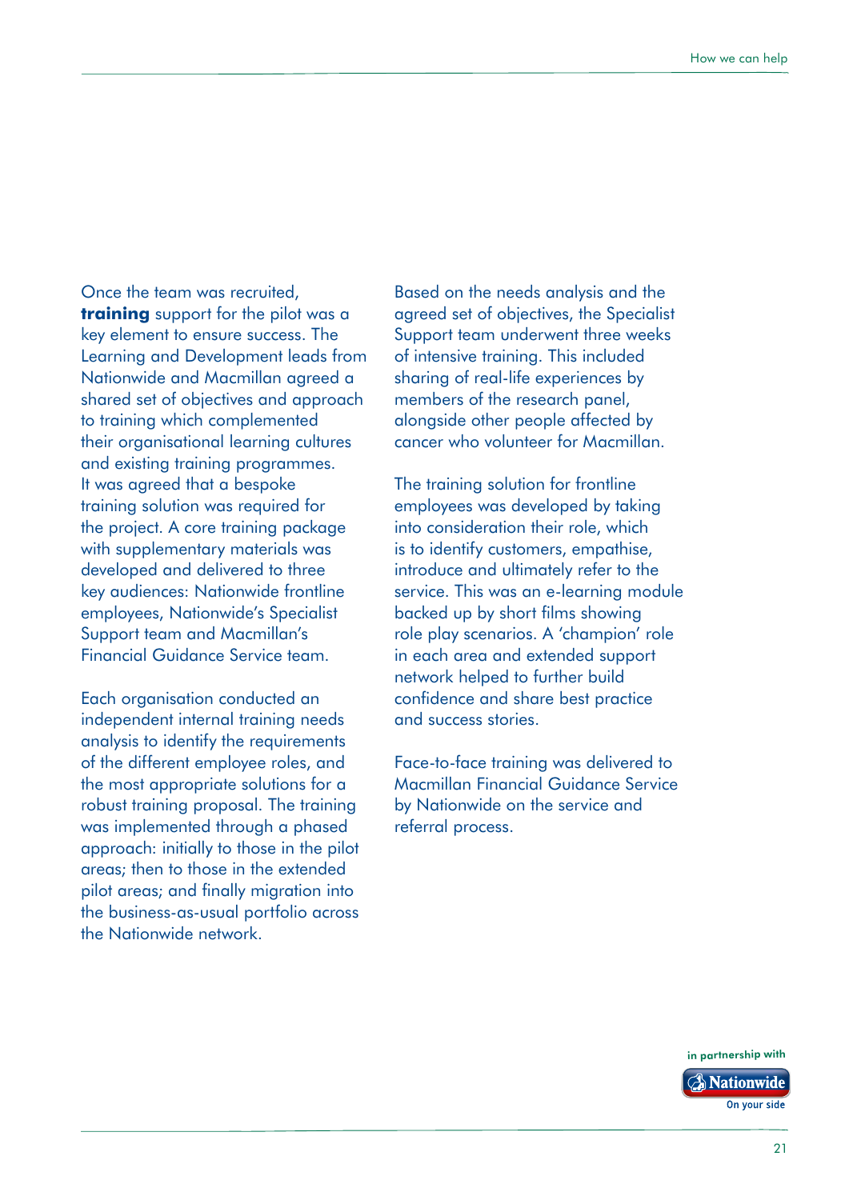Once the team was recruited, **training** support for the pilot was a key element to ensure success. The Learning and Development leads from Nationwide and Macmillan agreed a shared set of objectives and approach to training which complemented their organisational learning cultures and existing training programmes. It was agreed that a bespoke training solution was required for the project. A core training package with supplementary materials was developed and delivered to three key audiences: Nationwide frontline employees, Nationwide's Specialist Support team and Macmillan's Financial Guidance Service team.

Each organisation conducted an independent internal training needs analysis to identify the requirements of the different employee roles, and the most appropriate solutions for a robust training proposal. The training was implemented through a phased approach: initially to those in the pilot areas; then to those in the extended pilot areas; and finally migration into the business-as-usual portfolio across the Nationwide network.

Based on the needs analysis and the agreed set of objectives, the Specialist Support team underwent three weeks of intensive training. This included sharing of real-life experiences by members of the research panel, alongside other people affected by cancer who volunteer for Macmillan.

The training solution for frontline employees was developed by taking into consideration their role, which is to identify customers, empathise, introduce and ultimately refer to the service. This was an e-learning module backed up by short films showing role play scenarios. A 'champion' role in each area and extended support network helped to further build confidence and share best practice and success stories.

Face-to-face training was delivered to Macmillan Financial Guidance Service by Nationwide on the service and referral process.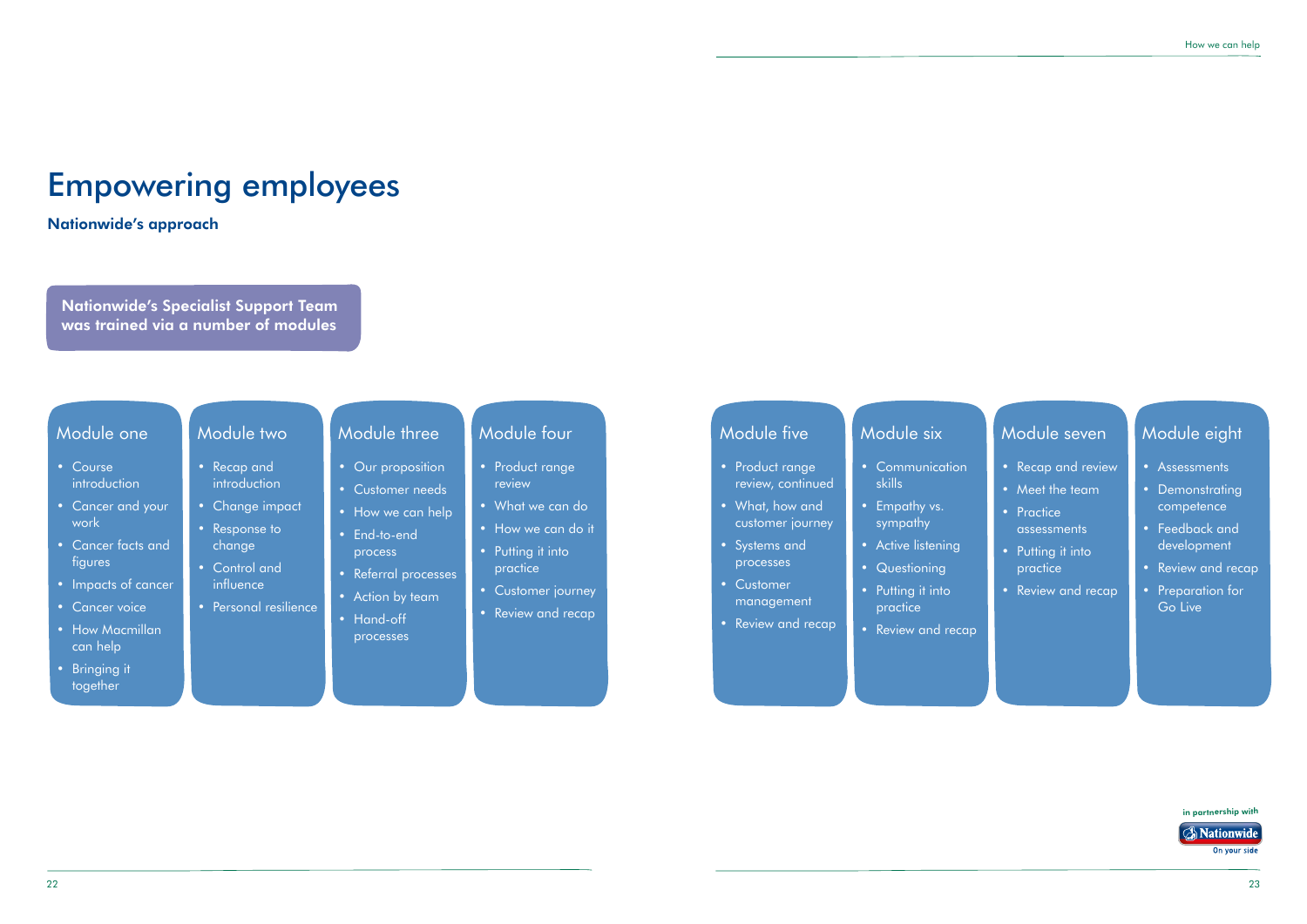# Empowering employees

## Nationwide's approach

**Nationwide's Specialist Support Team was trained via a number of modules**

### Module one

- Course introduction
- Cancer and your work
- Cancer facts and figures
- Impacts of cancer
- Cancer voice
- How Macmillan can help
- Bringing it together

### Module two

- Recap and introduction
- Change impact
- Response to change
- Control and influence
- Personal resilience

### Module three

- Our proposition
- Customer needs
- How we can help
- End-to-end process
- Referral processes
- Action by team
- Hand-off processes

### Module four

- Product range review
- What we can do
- How we can do it
- Putting it into practice
- Customer journey
- Review and recap

### Module five

- Product range review, continued
- What, how and customer journey
- Systems and processes
- Customer management
- Review and recap

### Module six

- Communication skills
- Empathy vs. sympathy
- Active listening
- Questioning
- Putting it into practice
- Review and recap

### Module seven

- Recap and review
- Meet the team
- Practice assessments
- Putting it into practice
- Review and recap

### Module eight

- Assessments
- Demonstrating competence
- Feedback and development
- Review and recap
- Preparation for Go Live

in partnership with Nationwide — On your side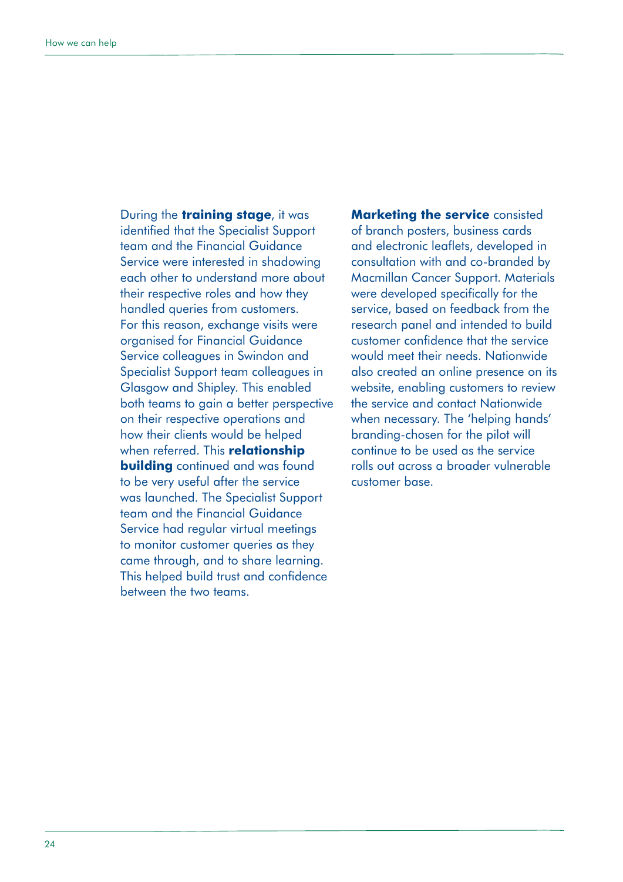During the **training stage**, it was identified that the Specialist Support team and the Financial Guidance Service were interested in shadowing each other to understand more about their respective roles and how they handled queries from customers. For this reason, exchange visits were organised for Financial Guidance Service colleagues in Swindon and Specialist Support team colleagues in Glasgow and Shipley. This enabled both teams to gain a better perspective on their respective operations and how their clients would be helped when referred. This **relationship building** continued and was found to be very useful after the service was launched. The Specialist Support team and the Financial Guidance Service had regular virtual meetings to monitor customer queries as they came through, and to share learning. This helped build trust and confidence between the two teams.

**Marketing the service** consisted of branch posters, business cards and electronic leaflets, developed in consultation with and co-branded by Macmillan Cancer Support. Materials were developed specifically for the service, based on feedback from the research panel and intended to build customer confidence that the service would meet their needs. Nationwide also created an online presence on its website, enabling customers to review the service and contact Nationwide when necessary. The 'helping hands' branding-chosen for the pilot will continue to be used as the service rolls out across a broader vulnerable customer base.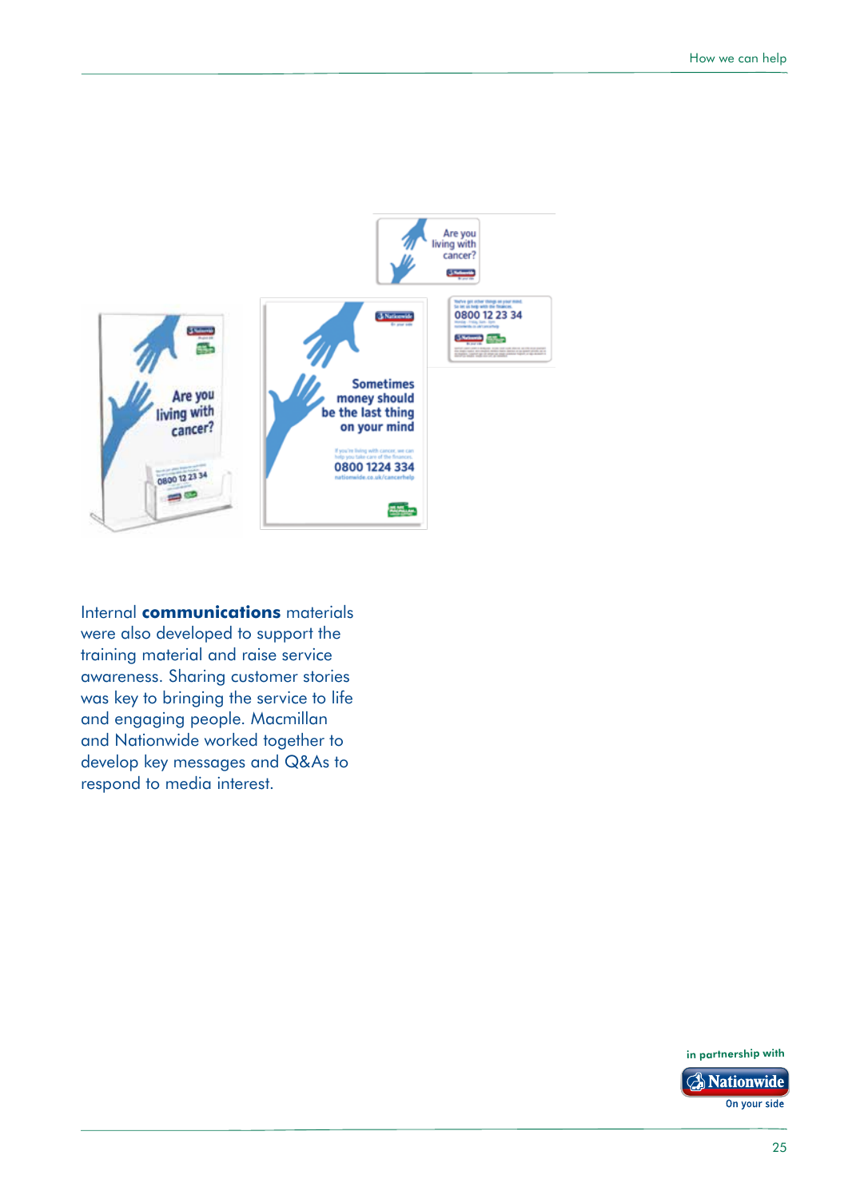Internal **communications** materials were also developed to support the training material and raise service awareness. Sharing customer stories was key to bringing the service to life and engaging people. Macmillan and Nationwide worked together to develop key messages and Q&As to respond to media interest.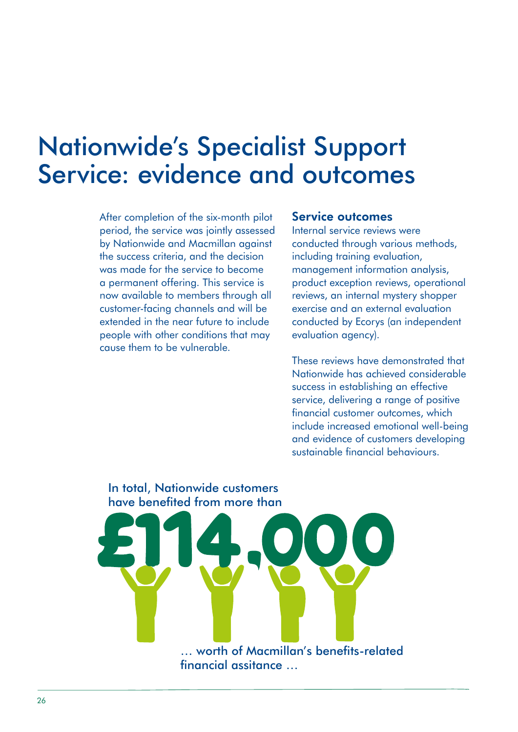# Nationwide's Specialist Support Service: evidence and outcomes

After completion of the six-month pilot period, the service was jointly assessed by Nationwide and Macmillan against the success criteria, and the decision was made for the service to become a permanent offering. This service is now available to members through all customer-facing channels and will be extended in the near future to include people with other conditions that may cause them to be vulnerable.

### Service outcomes

Internal service reviews were conducted through various methods, including training evaluation, management information analysis, product exception reviews, operational reviews, an internal mystery shopper exercise and an external evaluation conducted by Ecorys (an independent evaluation agency).

These reviews have demonstrated that Nationwide has achieved considerable success in establishing an effective service, delivering a range of positive financial customer outcomes, which include increased emotional well-being and evidence of customers developing sustainable financial behaviours.

In total, Nationwide customers have benefited from more than

**£114,000**

… worth of Macmillan's benefits-related financial assitance …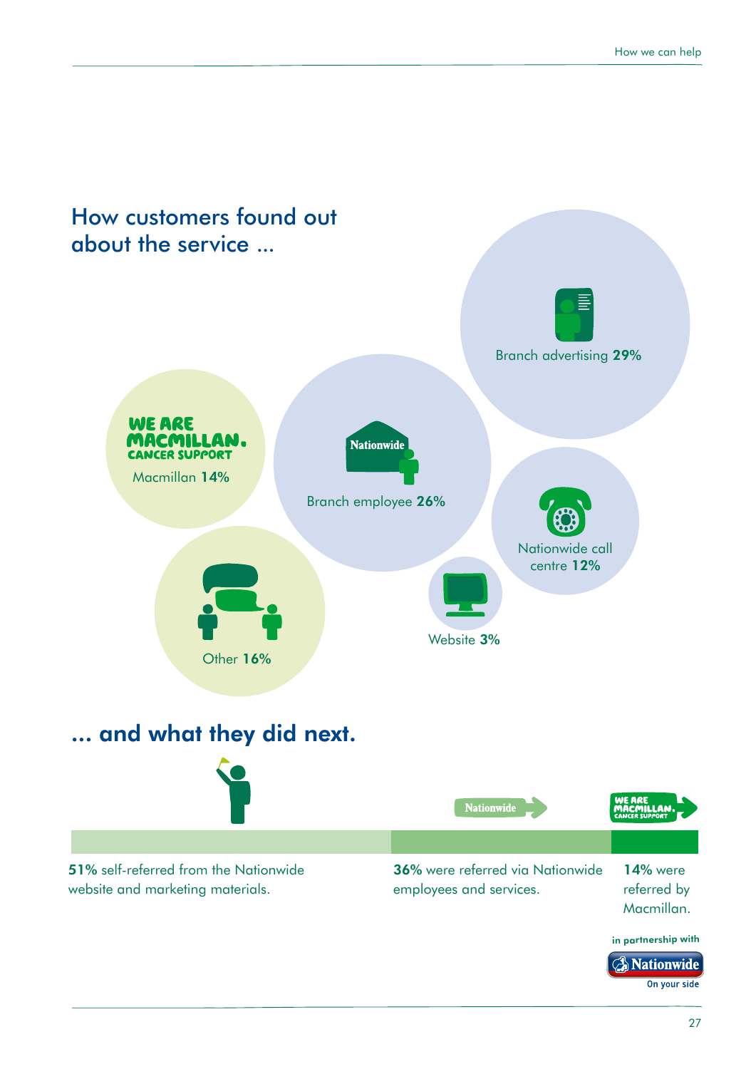## How customers found out about the service ...

Branch advertising **29%**

Branch employee **26%**

Macmillan **14%**

Nationwide call centre **12%**

Website **3%**

Other **16%**

## ... and what they did next.

**51%** self-referred from the Nationwide website and marketing materials.

**36%** were referred via Nationwide employees and services.

**14%** were referred by Macmillan.

in partnership with Nationwide On your side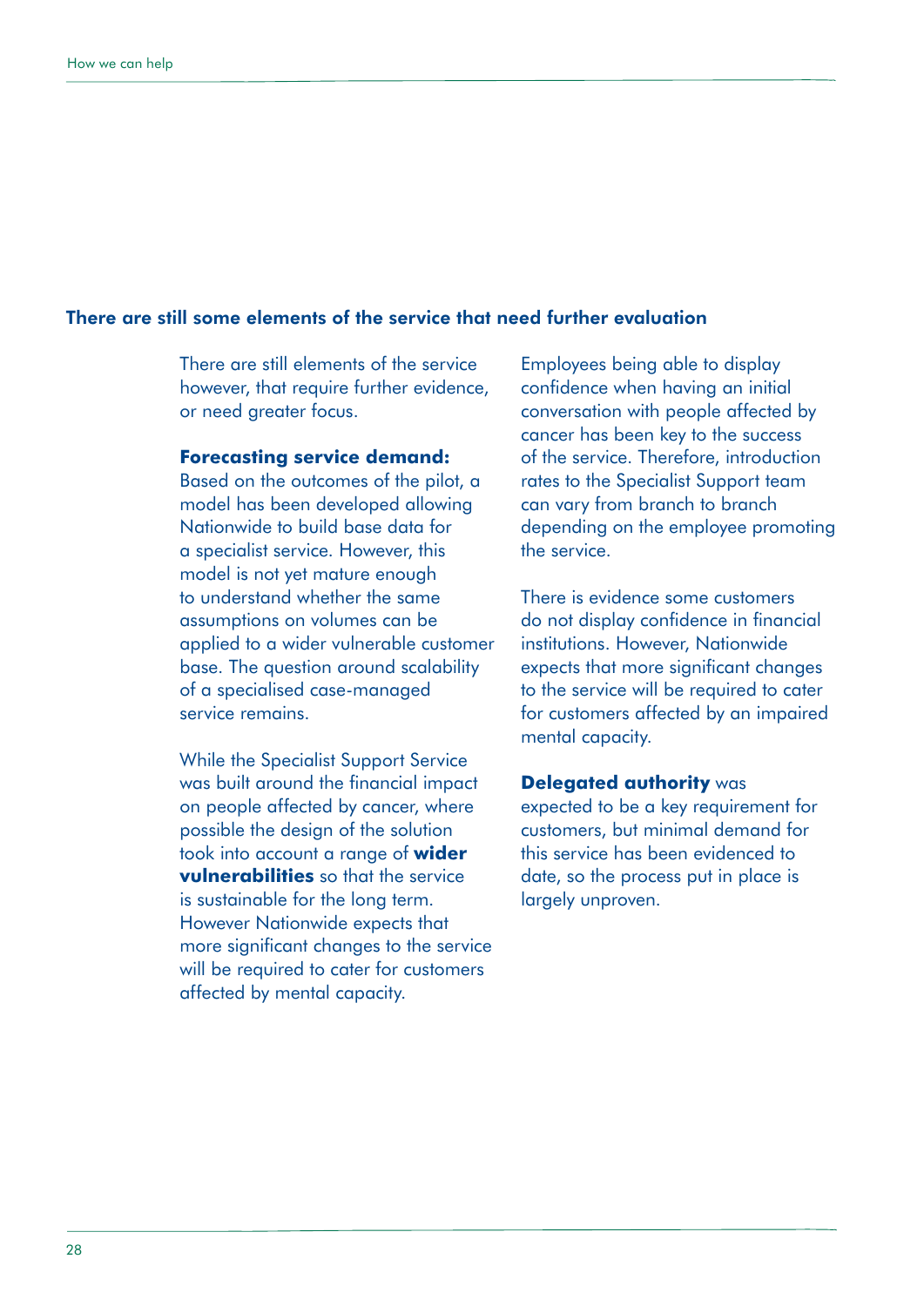## There are still some elements of the service that need further evaluation

There are still elements of the service however, that require further evidence, or need greater focus.

**Forecasting service demand:** Based on the outcomes of the pilot, a model has been developed allowing Nationwide to build base data for a specialist service. However, this model is not yet mature enough to understand whether the same assumptions on volumes can be applied to a wider vulnerable customer base. The question around scalability of a specialised case-managed service remains.

While the Specialist Support Service was built around the financial impact on people affected by cancer, where possible the design of the solution took into account a range of **wider vulnerabilities** so that the service is sustainable for the long term. However Nationwide expects that more significant changes to the service will be required to cater for customers affected by mental capacity.

Employees being able to display confidence when having an initial conversation with people affected by cancer has been key to the success of the service. Therefore, introduction rates to the Specialist Support team can vary from branch to branch depending on the employee promoting the service.

There is evidence some customers do not display confidence in financial institutions. However, Nationwide expects that more significant changes to the service will be required to cater for customers affected by an impaired mental capacity.

**Delegated authority** was expected to be a key requirement for customers, but minimal demand for this service has been evidenced to date, so the process put in place is largely unproven.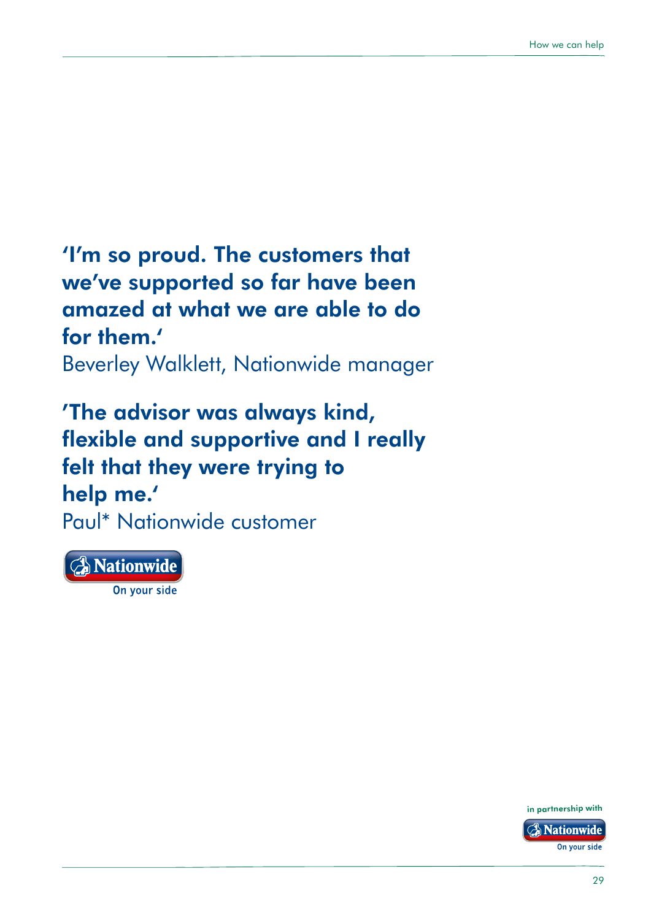**'I'm so proud. The customers that we've supported so far have been amazed at what we are able to do for them.'**

Beverley Walklett, Nationwide manager

**'The advisor was always kind, flexible and supportive and I really felt that they were trying to help me.'**

Paul* Nationwide customer

Nationwide
On your side

in partnership with
Nationwide
On your side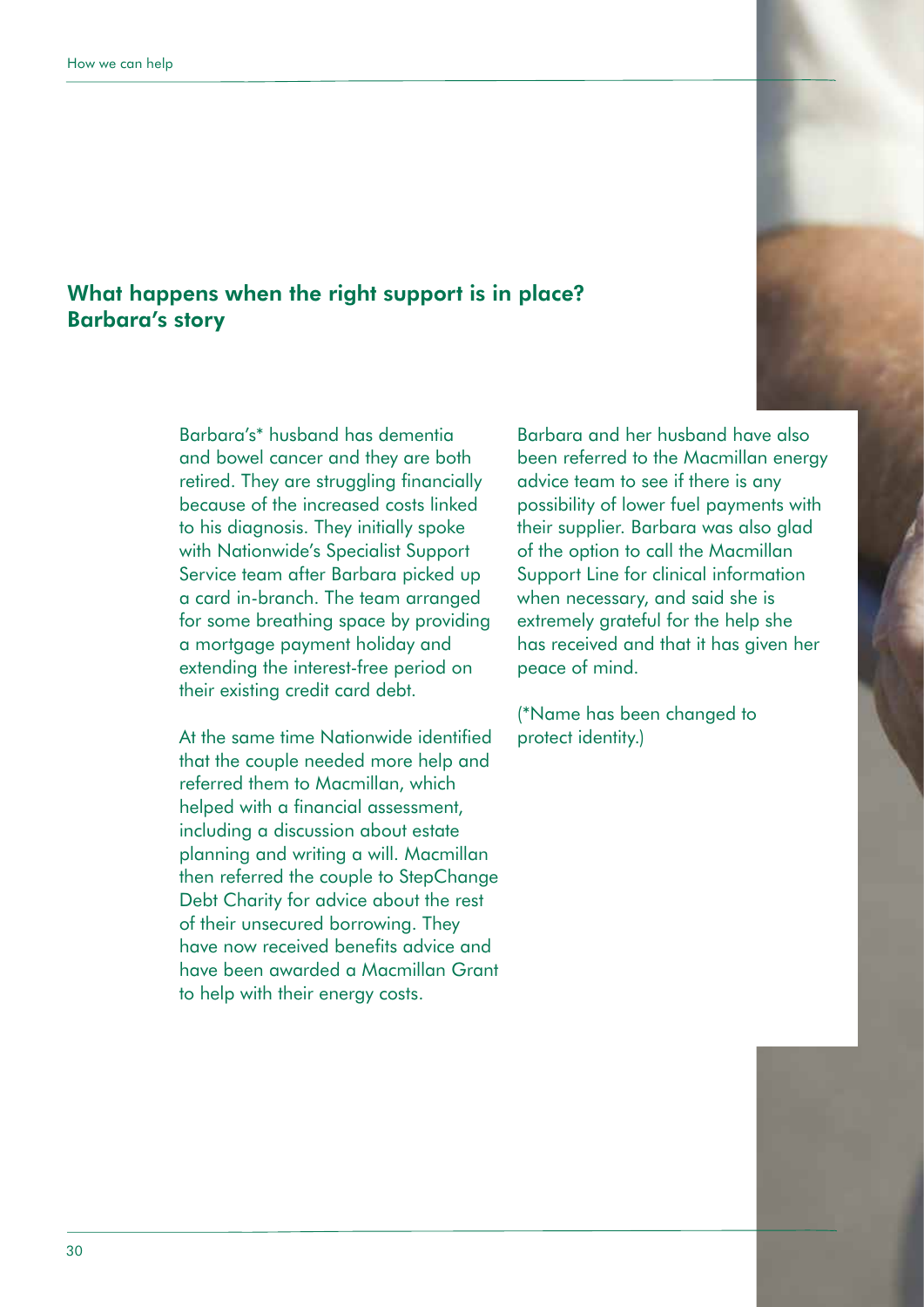## What happens when the right support is in place? Barbara's story

Barbara's* husband has dementia and bowel cancer and they are both retired. They are struggling financially because of the increased costs linked to his diagnosis. They initially spoke with Nationwide's Specialist Support Service team after Barbara picked up a card in-branch. The team arranged for some breathing space by providing a mortgage payment holiday and extending the interest-free period on their existing credit card debt.

At the same time Nationwide identified that the couple needed more help and referred them to Macmillan, which helped with a financial assessment, including a discussion about estate planning and writing a will. Macmillan then referred the couple to StepChange Debt Charity for advice about the rest of their unsecured borrowing. They have now received benefits advice and have been awarded a Macmillan Grant to help with their energy costs.

Barbara and her husband have also been referred to the Macmillan energy advice team to see if there is any possibility of lower fuel payments with their supplier. Barbara was also glad of the option to call the Macmillan Support Line for clinical information when necessary, and said she is extremely grateful for the help she has received and that it has given her peace of mind.

(*Name has been changed to protect identity.)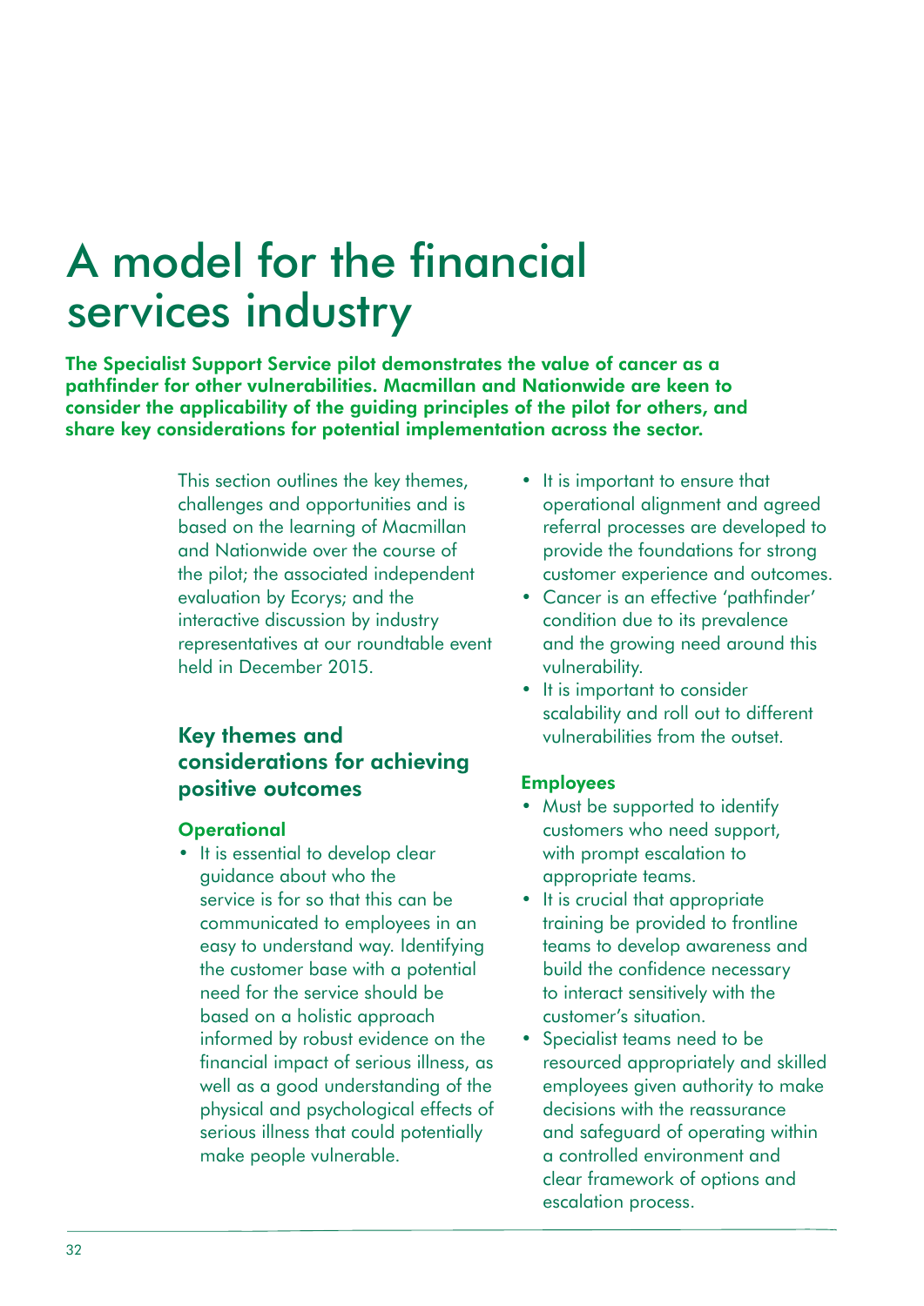# A model for the financial services industry

**The Specialist Support Service pilot demonstrates the value of cancer as a pathfinder for other vulnerabilities. Macmillan and Nationwide are keen to consider the applicability of the guiding principles of the pilot for others, and share key considerations for potential implementation across the sector.**

This section outlines the key themes, challenges and opportunities and is based on the learning of Macmillan and Nationwide over the course of the pilot; the associated independent evaluation by Ecorys; and the interactive discussion by industry representatives at our roundtable event held in December 2015.

## Key themes and considerations for achieving positive outcomes

### Operational

- It is essential to develop clear guidance about who the service is for so that this can be communicated to employees in an easy to understand way. Identifying the customer base with a potential need for the service should be based on a holistic approach informed by robust evidence on the financial impact of serious illness, as well as a good understanding of the physical and psychological effects of serious illness that could potentially make people vulnerable.
- It is important to ensure that operational alignment and agreed referral processes are developed to provide the foundations for strong customer experience and outcomes.
- Cancer is an effective 'pathfinder' condition due to its prevalence and the growing need around this vulnerability.
- It is important to consider scalability and roll out to different vulnerabilities from the outset.

### Employees

- Must be supported to identify customers who need support, with prompt escalation to appropriate teams.
- It is crucial that appropriate training be provided to frontline teams to develop awareness and build the confidence necessary to interact sensitively with the customer's situation.
- Specialist teams need to be resourced appropriately and skilled employees given authority to make decisions with the reassurance and safeguard of operating within a controlled environment and clear framework of options and escalation process.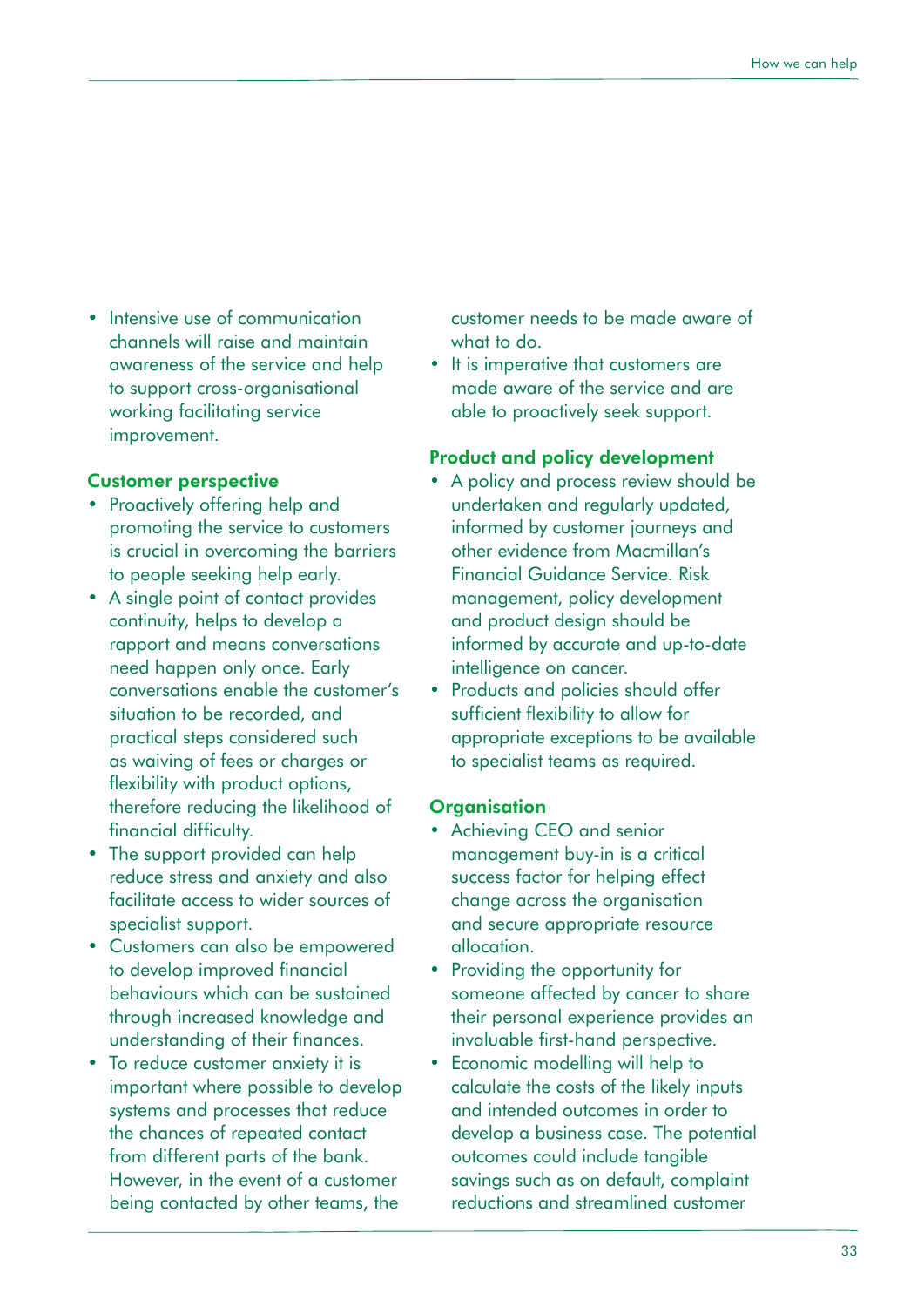- Intensive use of communication channels will raise and maintain awareness of the service and help to support cross-organisational working facilitating service improvement.

### Customer perspective

- Proactively offering help and promoting the service to customers is crucial in overcoming the barriers to people seeking help early.
- A single point of contact provides continuity, helps to develop a rapport and means conversations need happen only once. Early conversations enable the customer's situation to be recorded, and practical steps considered such as waiving of fees or charges or flexibility with product options, therefore reducing the likelihood of financial difficulty.
- The support provided can help reduce stress and anxiety and also facilitate access to wider sources of specialist support.
- Customers can also be empowered to develop improved financial behaviours which can be sustained through increased knowledge and understanding of their finances.
- To reduce customer anxiety it is important where possible to develop systems and processes that reduce the chances of repeated contact from different parts of the bank. However, in the event of a customer being contacted by other teams, the customer needs to be made aware of what to do.
- It is imperative that customers are made aware of the service and are able to proactively seek support.

### Product and policy development

- A policy and process review should be undertaken and regularly updated, informed by customer journeys and other evidence from Macmillan's Financial Guidance Service. Risk management, policy development and product design should be informed by accurate and up-to-date intelligence on cancer.
- Products and policies should offer sufficient flexibility to allow for appropriate exceptions to be available to specialist teams as required.

### Organisation

- Achieving CEO and senior management buy-in is a critical success factor for helping effect change across the organisation and secure appropriate resource allocation.
- Providing the opportunity for someone affected by cancer to share their personal experience provides an invaluable first-hand perspective.
- Economic modelling will help to calculate the costs of the likely inputs and intended outcomes in order to develop a business case. The potential outcomes could include tangible savings such as on default, complaint reductions and streamlined customer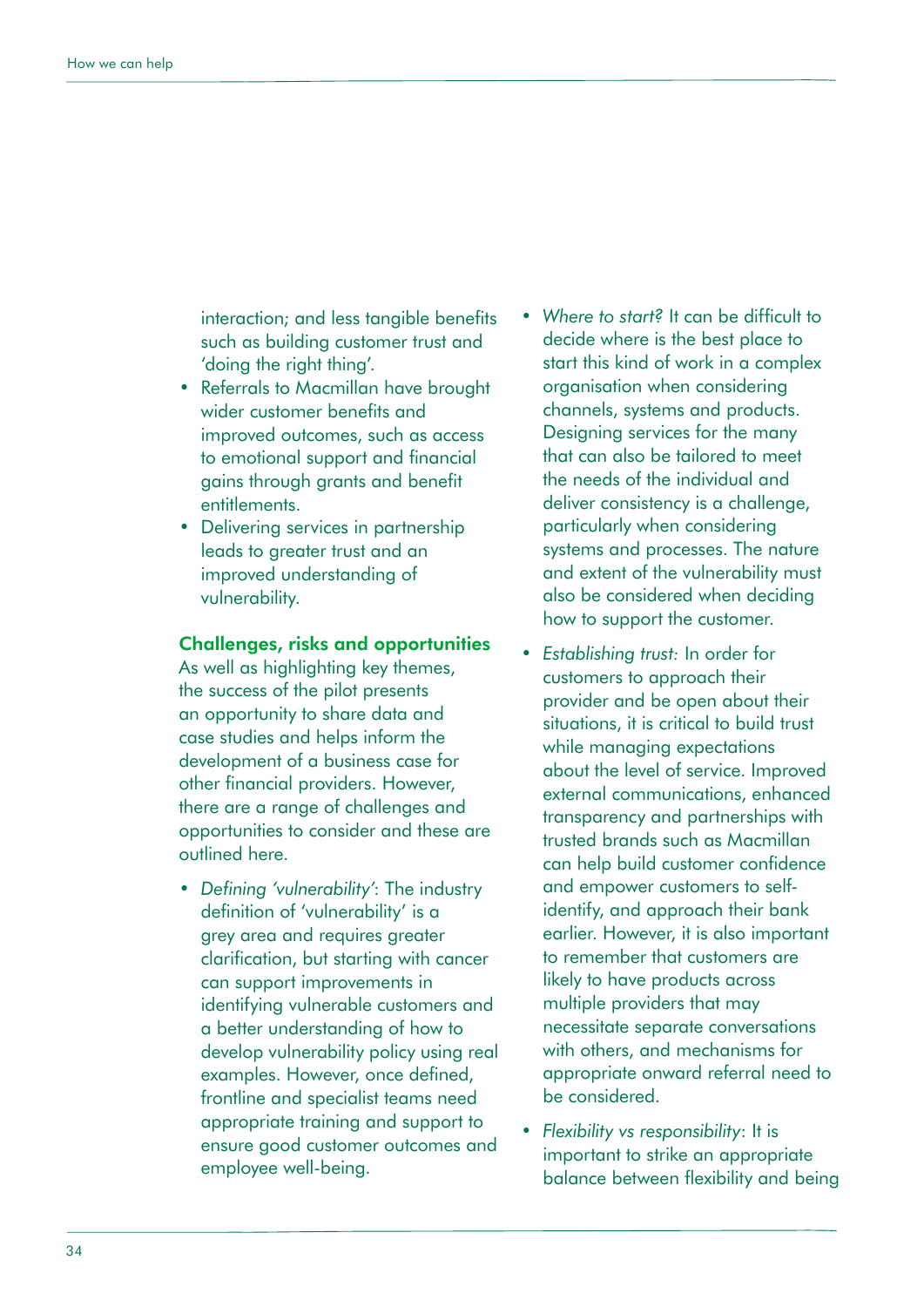interaction; and less tangible benefits such as building customer trust and 'doing the right thing'.

- Referrals to Macmillan have brought wider customer benefits and improved outcomes, such as access to emotional support and financial gains through grants and benefit entitlements.
- Delivering services in partnership leads to greater trust and an improved understanding of vulnerability.

## Challenges, risks and opportunities

As well as highlighting key themes, the success of the pilot presents an opportunity to share data and case studies and helps inform the development of a business case for other financial providers. However, there are a range of challenges and opportunities to consider and these are outlined here.

- *Defining 'vulnerability'*: The industry definition of 'vulnerability' is a grey area and requires greater clarification, but starting with cancer can support improvements in identifying vulnerable customers and a better understanding of how to develop vulnerability policy using real examples. However, once defined, frontline and specialist teams need appropriate training and support to ensure good customer outcomes and employee well-being.
- *Where to start?* It can be difficult to decide where is the best place to start this kind of work in a complex organisation when considering channels, systems and products. Designing services for the many that can also be tailored to meet the needs of the individual and deliver consistency is a challenge, particularly when considering systems and processes. The nature and extent of the vulnerability must also be considered when deciding how to support the customer.
- *Establishing trust:* In order for customers to approach their provider and be open about their situations, it is critical to build trust while managing expectations about the level of service. Improved external communications, enhanced transparency and partnerships with trusted brands such as Macmillan can help build customer confidence and empower customers to self-identify, and approach their bank earlier. However, it is also important to remember that customers are likely to have products across multiple providers that may necessitate separate conversations with others, and mechanisms for appropriate onward referral need to be considered.
- *Flexibility vs responsibility*: It is important to strike an appropriate balance between flexibility and being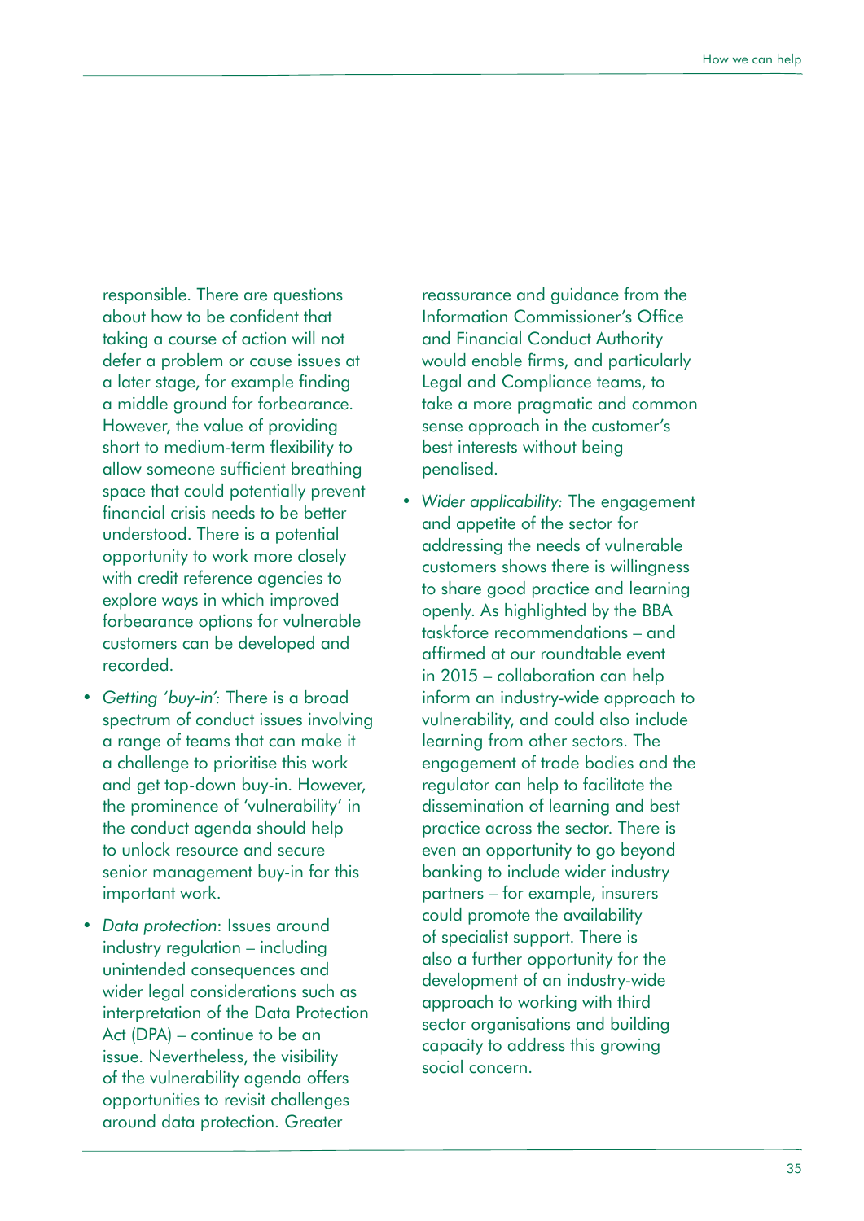responsible. There are questions about how to be confident that taking a course of action will not defer a problem or cause issues at a later stage, for example finding a middle ground for forbearance. However, the value of providing short to medium-term flexibility to allow someone sufficient breathing space that could potentially prevent financial crisis needs to be better understood. There is a potential opportunity to work more closely with credit reference agencies to explore ways in which improved forbearance options for vulnerable customers can be developed and recorded.

- *Getting 'buy-in':* There is a broad spectrum of conduct issues involving a range of teams that can make it a challenge to prioritise this work and get top-down buy-in. However, the prominence of 'vulnerability' in the conduct agenda should help to unlock resource and secure senior management buy-in for this important work.
- *Data protection*: Issues around industry regulation – including unintended consequences and wider legal considerations such as interpretation of the Data Protection Act (DPA) – continue to be an issue. Nevertheless, the visibility of the vulnerability agenda offers opportunities to revisit challenges around data protection. Greater reassurance and guidance from the Information Commissioner's Office and Financial Conduct Authority would enable firms, and particularly Legal and Compliance teams, to take a more pragmatic and common sense approach in the customer's best interests without being penalised.
- *Wider applicability:* The engagement and appetite of the sector for addressing the needs of vulnerable customers shows there is willingness to share good practice and learning openly. As highlighted by the BBA taskforce recommendations – and affirmed at our roundtable event in 2015 – collaboration can help inform an industry-wide approach to vulnerability, and could also include learning from other sectors. The engagement of trade bodies and the regulator can help to facilitate the dissemination of learning and best practice across the sector. There is even an opportunity to go beyond banking to include wider industry partners – for example, insurers could promote the availability of specialist support. There is also a further opportunity for the development of an industry-wide approach to working with third sector organisations and building capacity to address this growing social concern.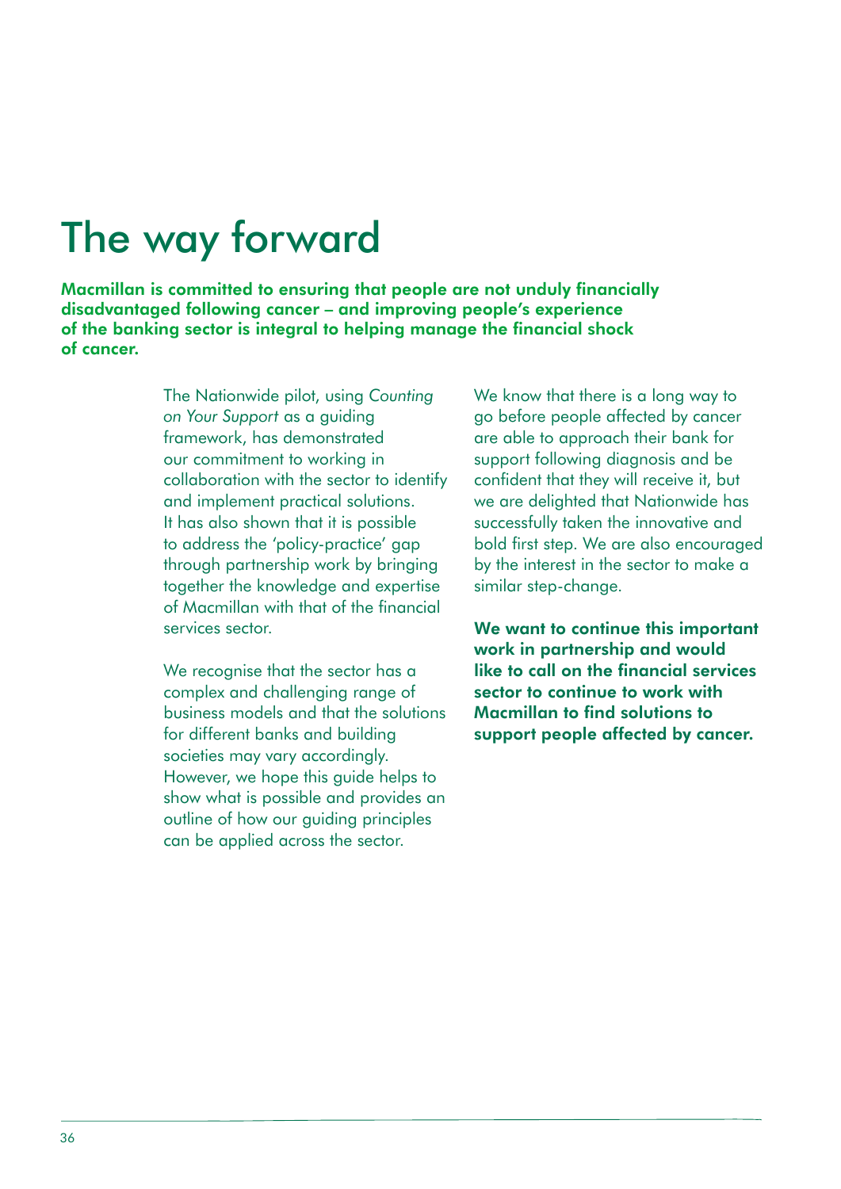# The way forward

**Macmillan is committed to ensuring that people are not unduly financially disadvantaged following cancer – and improving people's experience of the banking sector is integral to helping manage the financial shock of cancer.**

The Nationwide pilot, using *Counting on Your Support* as a guiding framework, has demonstrated our commitment to working in collaboration with the sector to identify and implement practical solutions. It has also shown that it is possible to address the 'policy-practice' gap through partnership work by bringing together the knowledge and expertise of Macmillan with that of the financial services sector.

We recognise that the sector has a complex and challenging range of business models and that the solutions for different banks and building societies may vary accordingly. However, we hope this guide helps to show what is possible and provides an outline of how our guiding principles can be applied across the sector.

We know that there is a long way to go before people affected by cancer are able to approach their bank for support following diagnosis and be confident that they will receive it, but we are delighted that Nationwide has successfully taken the innovative and bold first step. We are also encouraged by the interest in the sector to make a similar step-change.

**We want to continue this important work in partnership and would like to call on the financial services sector to continue to work with Macmillan to find solutions to support people affected by cancer.**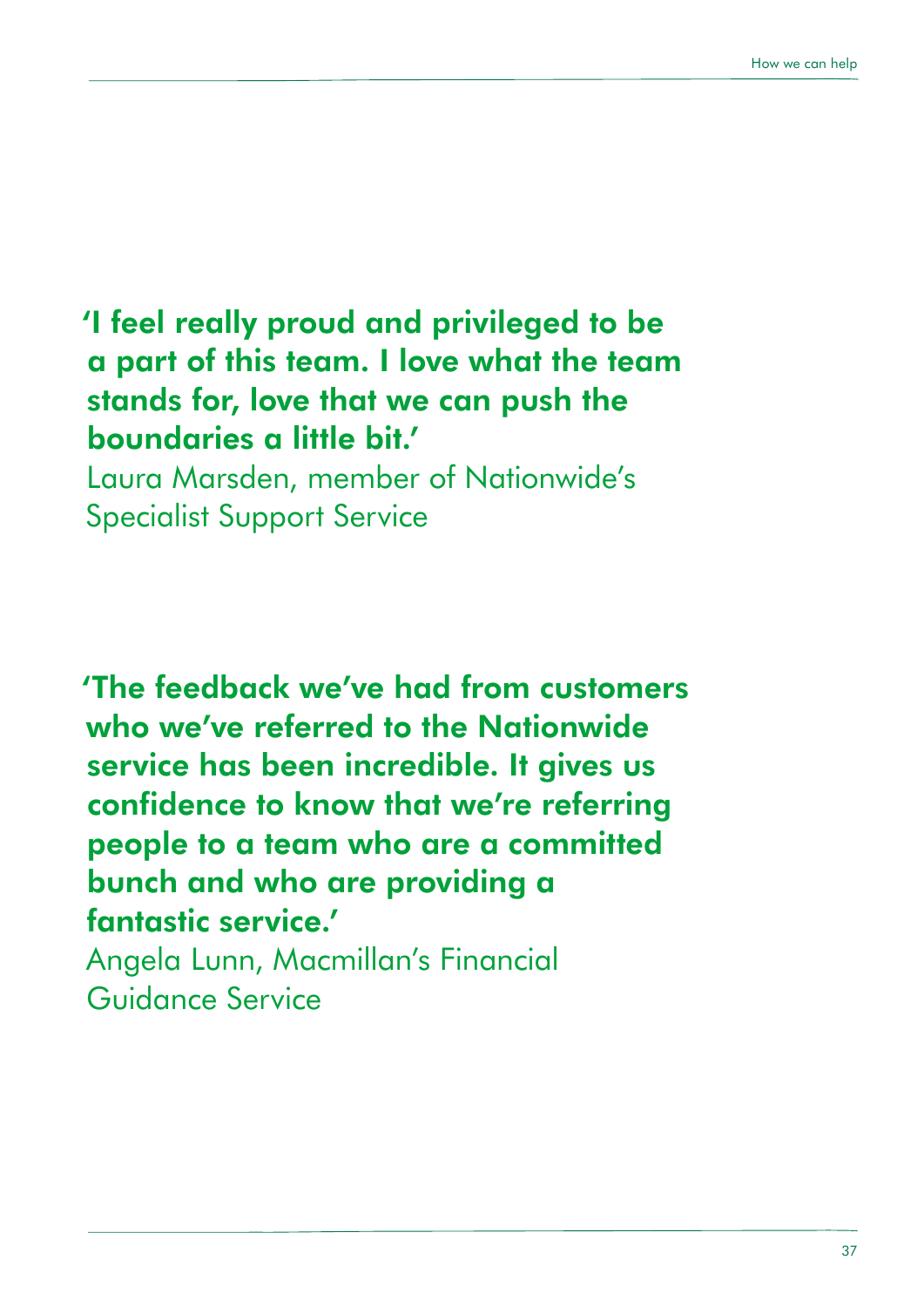**'I feel really proud and privileged to be a part of this team. I love what the team stands for, love that we can push the boundaries a little bit.'**

Laura Marsden, member of Nationwide's Specialist Support Service

**'The feedback we've had from customers who we've referred to the Nationwide service has been incredible. It gives us confidence to know that we're referring people to a team who are a committed bunch and who are providing a fantastic service.'**

Angela Lunn, Macmillan's Financial Guidance Service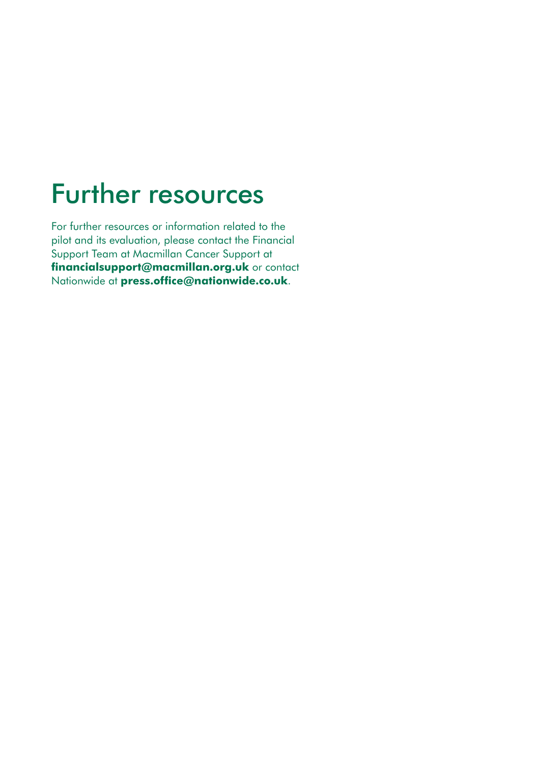# Further resources

For further resources or information related to the pilot and its evaluation, please contact the Financial Support Team at Macmillan Cancer Support at **financialsupport@macmillan.org.uk** or contact Nationwide at **press.office@nationwide.co.uk**.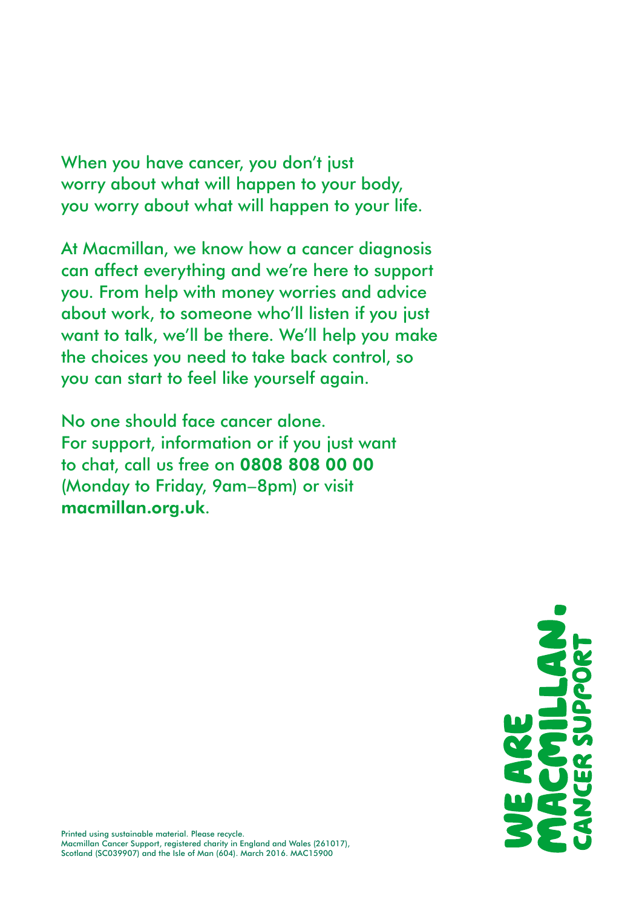When you have cancer, you don't just worry about what will happen to your body, you worry about what will happen to your life.

At Macmillan, we know how a cancer diagnosis can affect everything and we're here to support you. From help with money worries and advice about work, to someone who'll listen if you just want to talk, we'll be there. We'll help you make the choices you need to take back control, so you can start to feel like yourself again.

No one should face cancer alone.
For support, information or if you just want to chat, call us free on **0808 808 00 00** (Monday to Friday, 9am–8pm) or visit **macmillan.org.uk**.

WE ARE MACMILLAN. CANCER SUPPORT

Printed using sustainable material. Please recycle.
Macmillan Cancer Support, registered charity in England and Wales (261017), Scotland (SC039907) and the Isle of Man (604). March 2016. MAC15900